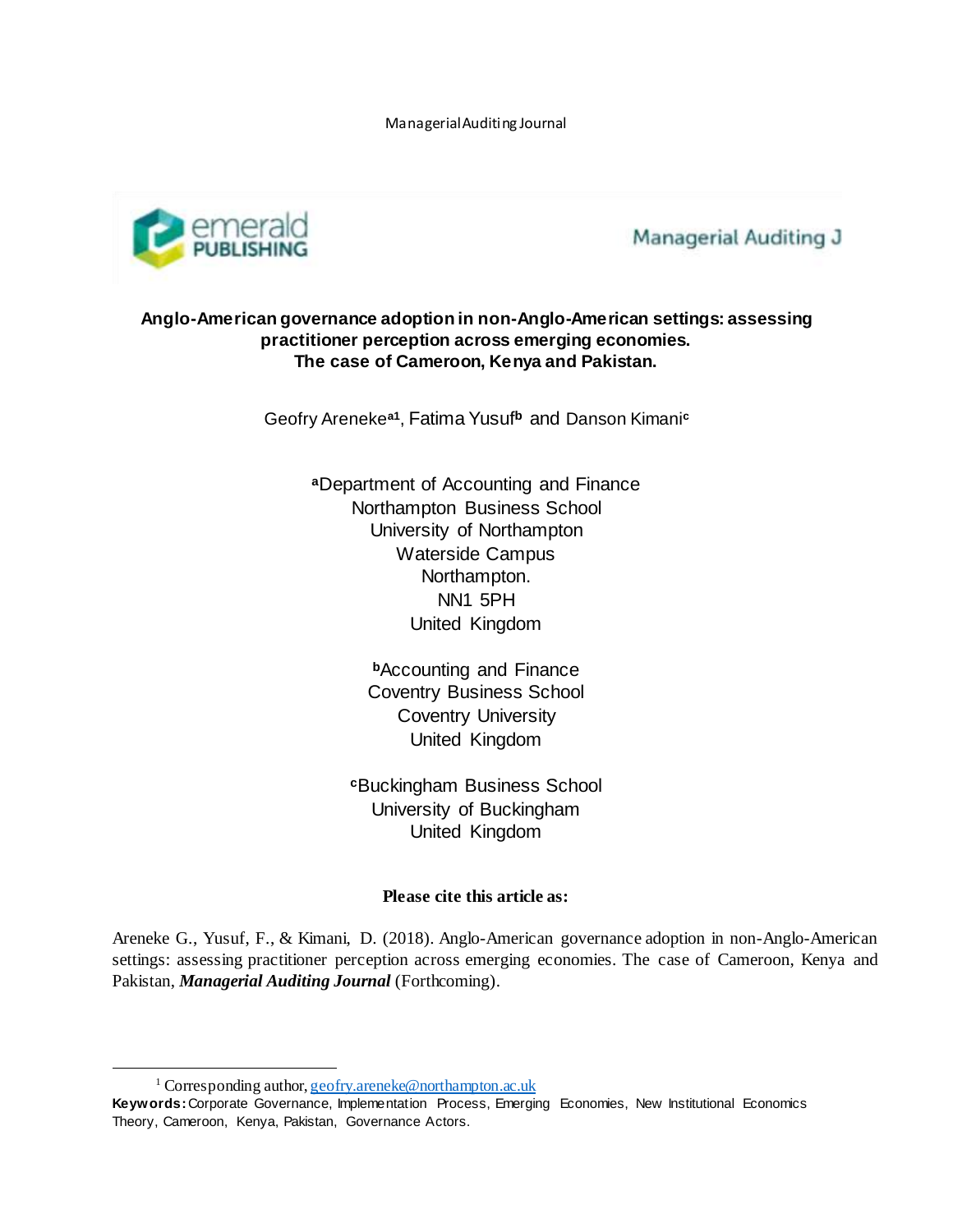# Anglo-American governance adoption in non-Anglo-American settings: assessing practitioner perception across emerging economies. The case of Cameroon, Kenya and Pakistan.

Geofry Areneke[a1], Fatima Yusuf[b] and Danson Kimani[c]

[a]Department of Accounting and Finance
Northampton Business School
University of Northampton
Waterside Campus
Northampton.
NN1 5PH
United Kingdom

[b]Accounting and Finance
Coventry Business School
Coventry University
United Kingdom

[c]Buckingham Business School
University of Buckingham
United Kingdom

**Please cite this article as:**

Areneke G., Yusuf, F., & Kimani, D. (2018). Anglo-American governance adoption in non-Anglo-American settings: assessing practitioner perception across emerging economies. The case of Cameroon, Kenya and Pakistan, ***Managerial Auditing Journal*** (Forthcoming).

---

[1] Corresponding author, geofry.areneke@northampton.ac.uk

**Keywords:** Corporate Governance, Implementation Process, Emerging Economies, New Institutional Economics Theory, Cameroon, Kenya, Pakistan, Governance Actors.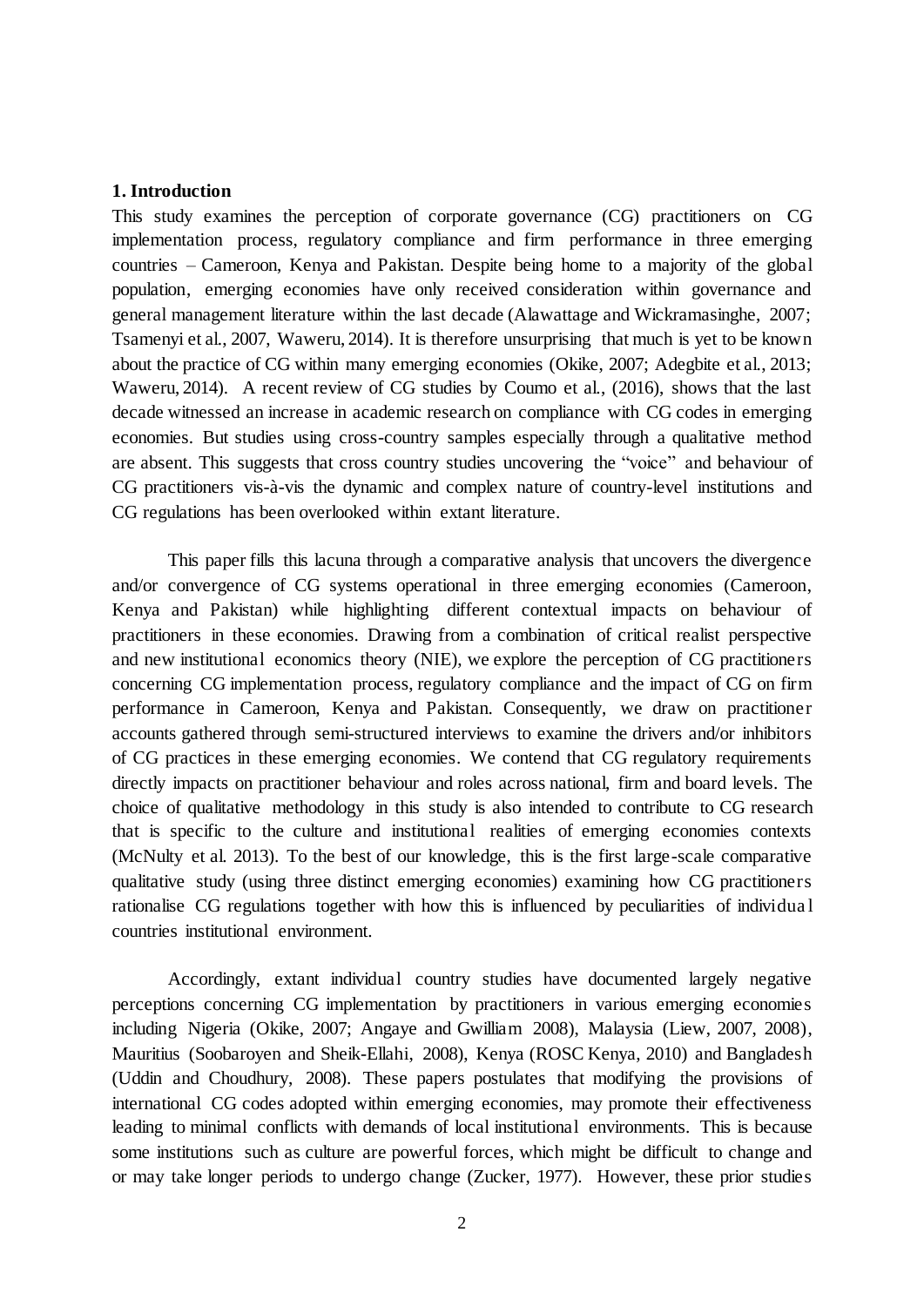## 1. Introduction

This study examines the perception of corporate governance (CG) practitioners on CG implementation process, regulatory compliance and firm performance in three emerging countries – Cameroon, Kenya and Pakistan. Despite being home to a majority of the global population, emerging economies have only received consideration within governance and general management literature within the last decade (Alawattage and Wickramasinghe, 2007; Tsamenyi et al., 2007, Waweru, 2014). It is therefore unsurprising that much is yet to be known about the practice of CG within many emerging economies (Okike, 2007; Adegbite et al., 2013; Waweru, 2014). A recent review of CG studies by Coumo et al., (2016), shows that the last decade witnessed an increase in academic research on compliance with CG codes in emerging economies. But studies using cross-country samples especially through a qualitative method are absent. This suggests that cross country studies uncovering the "voice" and behaviour of CG practitioners vis-à-vis the dynamic and complex nature of country-level institutions and CG regulations has been overlooked within extant literature.

This paper fills this lacuna through a comparative analysis that uncovers the divergence and/or convergence of CG systems operational in three emerging economies (Cameroon, Kenya and Pakistan) while highlighting different contextual impacts on behaviour of practitioners in these economies. Drawing from a combination of critical realist perspective and new institutional economics theory (NIE), we explore the perception of CG practitioners concerning CG implementation process, regulatory compliance and the impact of CG on firm performance in Cameroon, Kenya and Pakistan. Consequently, we draw on practitioner accounts gathered through semi-structured interviews to examine the drivers and/or inhibitors of CG practices in these emerging economies. We contend that CG regulatory requirements directly impacts on practitioner behaviour and roles across national, firm and board levels. The choice of qualitative methodology in this study is also intended to contribute to CG research that is specific to the culture and institutional realities of emerging economies contexts (McNulty et al. 2013). To the best of our knowledge, this is the first large-scale comparative qualitative study (using three distinct emerging economies) examining how CG practitioners rationalise CG regulations together with how this is influenced by peculiarities of individual countries institutional environment.

Accordingly, extant individual country studies have documented largely negative perceptions concerning CG implementation by practitioners in various emerging economies including Nigeria (Okike, 2007; Angaye and Gwilliam 2008), Malaysia (Liew, 2007, 2008), Mauritius (Soobaroyen and Sheik-Ellahi, 2008), Kenya (ROSC Kenya, 2010) and Bangladesh (Uddin and Choudhury, 2008). These papers postulates that modifying the provisions of international CG codes adopted within emerging economies, may promote their effectiveness leading to minimal conflicts with demands of local institutional environments. This is because some institutions such as culture are powerful forces, which might be difficult to change and or may take longer periods to undergo change (Zucker, 1977). However, these prior studies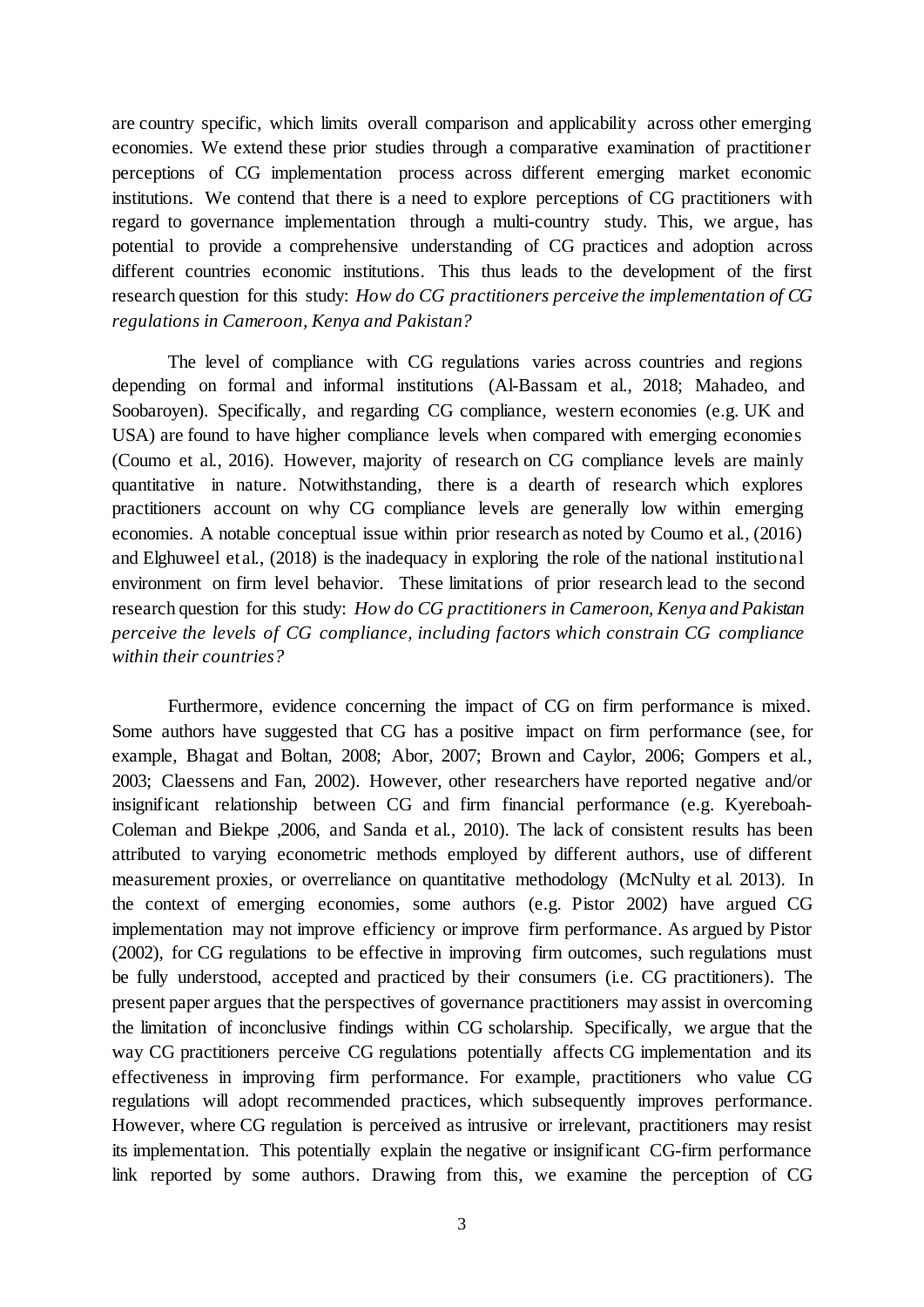are country specific, which limits overall comparison and applicability across other emerging economies. We extend these prior studies through a comparative examination of practitioner perceptions of CG implementation process across different emerging market economic institutions. We contend that there is a need to explore perceptions of CG practitioners with regard to governance implementation through a multi-country study. This, we argue, has potential to provide a comprehensive understanding of CG practices and adoption across different countries economic institutions. This thus leads to the development of the first research question for this study: *How do CG practitioners perceive the implementation of CG regulations in Cameroon, Kenya and Pakistan?*

The level of compliance with CG regulations varies across countries and regions depending on formal and informal institutions (Al-Bassam et al., 2018; Mahadeo, and Soobaroyen). Specifically, and regarding CG compliance, western economies (e.g. UK and USA) are found to have higher compliance levels when compared with emerging economies (Coumo et al., 2016). However, majority of research on CG compliance levels are mainly quantitative in nature. Notwithstanding, there is a dearth of research which explores practitioners account on why CG compliance levels are generally low within emerging economies. A notable conceptual issue within prior research as noted by Coumo et al., (2016) and Elghuweel et al., (2018) is the inadequacy in exploring the role of the national institutional environment on firm level behavior. These limitations of prior research lead to the second research question for this study: *How do CG practitioners in Cameroon, Kenya and Pakistan perceive the levels of CG compliance, including factors which constrain CG compliance within their countries?*

Furthermore, evidence concerning the impact of CG on firm performance is mixed. Some authors have suggested that CG has a positive impact on firm performance (see, for example, Bhagat and Boltan, 2008; Abor, 2007; Brown and Caylor, 2006; Gompers et al., 2003; Claessens and Fan, 2002). However, other researchers have reported negative and/or insignificant relationship between CG and firm financial performance (e.g. Kyereboah-Coleman and Biekpe ,2006, and Sanda et al., 2010). The lack of consistent results has been attributed to varying econometric methods employed by different authors, use of different measurement proxies, or overreliance on quantitative methodology (McNulty et al. 2013). In the context of emerging economies, some authors (e.g. Pistor 2002) have argued CG implementation may not improve efficiency or improve firm performance. As argued by Pistor (2002), for CG regulations to be effective in improving firm outcomes, such regulations must be fully understood, accepted and practiced by their consumers (i.e. CG practitioners). The present paper argues that the perspectives of governance practitioners may assist in overcoming the limitation of inconclusive findings within CG scholarship. Specifically, we argue that the way CG practitioners perceive CG regulations potentially affects CG implementation and its effectiveness in improving firm performance. For example, practitioners who value CG regulations will adopt recommended practices, which subsequently improves performance. However, where CG regulation is perceived as intrusive or irrelevant, practitioners may resist its implementation. This potentially explain the negative or insignificant CG-firm performance link reported by some authors. Drawing from this, we examine the perception of CG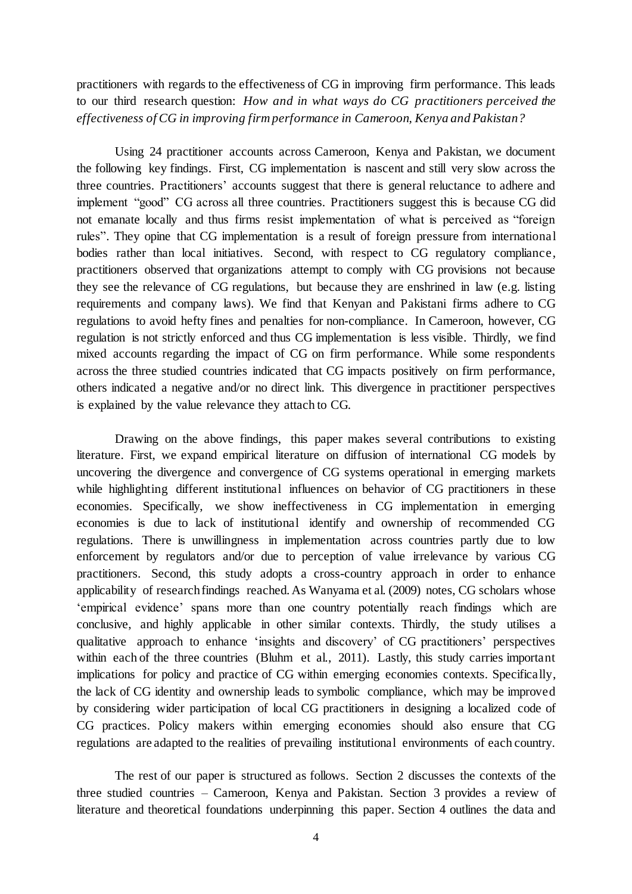practitioners with regards to the effectiveness of CG in improving firm performance. This leads to our third research question: *How and in what ways do CG practitioners perceived the effectiveness of CG in improving firm performance in Cameroon, Kenya and Pakistan?*

Using 24 practitioner accounts across Cameroon, Kenya and Pakistan, we document the following key findings. First, CG implementation is nascent and still very slow across the three countries. Practitioners' accounts suggest that there is general reluctance to adhere and implement "good" CG across all three countries. Practitioners suggest this is because CG did not emanate locally and thus firms resist implementation of what is perceived as "foreign rules". They opine that CG implementation is a result of foreign pressure from international bodies rather than local initiatives. Second, with respect to CG regulatory compliance, practitioners observed that organizations attempt to comply with CG provisions not because they see the relevance of CG regulations, but because they are enshrined in law (e.g. listing requirements and company laws). We find that Kenyan and Pakistani firms adhere to CG regulations to avoid hefty fines and penalties for non-compliance. In Cameroon, however, CG regulation is not strictly enforced and thus CG implementation is less visible. Thirdly, we find mixed accounts regarding the impact of CG on firm performance. While some respondents across the three studied countries indicated that CG impacts positively on firm performance, others indicated a negative and/or no direct link. This divergence in practitioner perspectives is explained by the value relevance they attach to CG.

Drawing on the above findings, this paper makes several contributions to existing literature. First, we expand empirical literature on diffusion of international CG models by uncovering the divergence and convergence of CG systems operational in emerging markets while highlighting different institutional influences on behavior of CG practitioners in these economies. Specifically, we show ineffectiveness in CG implementation in emerging economies is due to lack of institutional identify and ownership of recommended CG regulations. There is unwillingness in implementation across countries partly due to low enforcement by regulators and/or due to perception of value irrelevance by various CG practitioners. Second, this study adopts a cross-country approach in order to enhance applicability of research findings reached. As Wanyama et al. (2009) notes, CG scholars whose 'empirical evidence' spans more than one country potentially reach findings which are conclusive, and highly applicable in other similar contexts. Thirdly, the study utilises a qualitative approach to enhance 'insights and discovery' of CG practitioners' perspectives within each of the three countries (Bluhm et al., 2011). Lastly, this study carries important implications for policy and practice of CG within emerging economies contexts. Specifically, the lack of CG identity and ownership leads to symbolic compliance, which may be improved by considering wider participation of local CG practitioners in designing a localized code of CG practices. Policy makers within emerging economies should also ensure that CG regulations are adapted to the realities of prevailing institutional environments of each country.

The rest of our paper is structured as follows. Section 2 discusses the contexts of the three studied countries – Cameroon, Kenya and Pakistan. Section 3 provides a review of literature and theoretical foundations underpinning this paper. Section 4 outlines the data and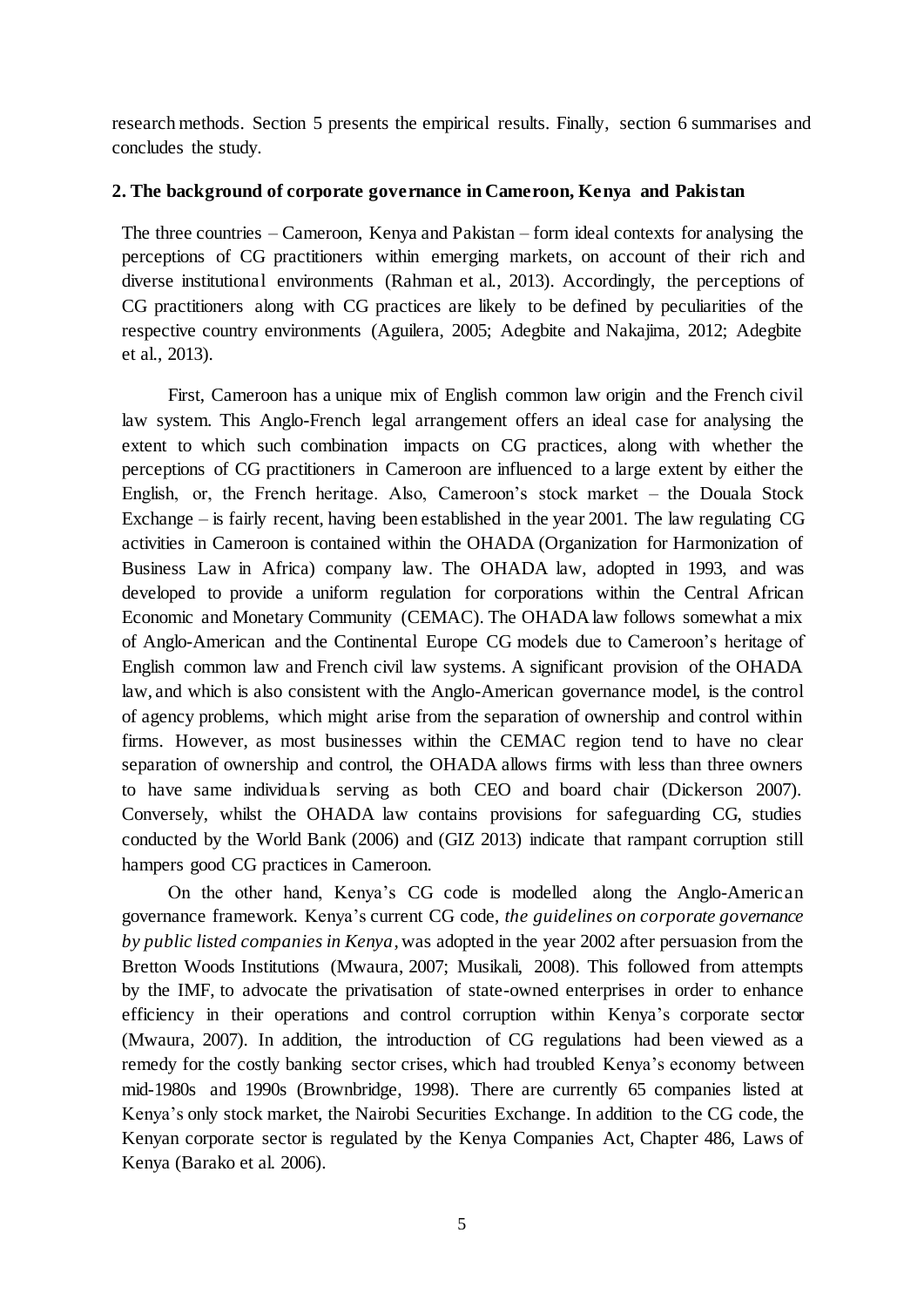research methods. Section 5 presents the empirical results. Finally, section 6 summarises and concludes the study.

## 2. The background of corporate governance in Cameroon, Kenya and Pakistan

The three countries – Cameroon, Kenya and Pakistan – form ideal contexts for analysing the perceptions of CG practitioners within emerging markets, on account of their rich and diverse institutional environments (Rahman et al., 2013). Accordingly, the perceptions of CG practitioners along with CG practices are likely to be defined by peculiarities of the respective country environments (Aguilera, 2005; Adegbite and Nakajima, 2012; Adegbite et al., 2013).

First, Cameroon has a unique mix of English common law origin and the French civil law system. This Anglo-French legal arrangement offers an ideal case for analysing the extent to which such combination impacts on CG practices, along with whether the perceptions of CG practitioners in Cameroon are influenced to a large extent by either the English, or, the French heritage. Also, Cameroon's stock market – the Douala Stock Exchange – is fairly recent, having been established in the year 2001. The law regulating CG activities in Cameroon is contained within the OHADA (Organization for Harmonization of Business Law in Africa) company law. The OHADA law, adopted in 1993, and was developed to provide a uniform regulation for corporations within the Central African Economic and Monetary Community (CEMAC). The OHADA law follows somewhat a mix of Anglo-American and the Continental Europe CG models due to Cameroon's heritage of English common law and French civil law systems. A significant provision of the OHADA law, and which is also consistent with the Anglo-American governance model, is the control of agency problems, which might arise from the separation of ownership and control within firms. However, as most businesses within the CEMAC region tend to have no clear separation of ownership and control, the OHADA allows firms with less than three owners to have same individuals serving as both CEO and board chair (Dickerson 2007). Conversely, whilst the OHADA law contains provisions for safeguarding CG, studies conducted by the World Bank (2006) and (GIZ 2013) indicate that rampant corruption still hampers good CG practices in Cameroon.

On the other hand, Kenya's CG code is modelled along the Anglo-American governance framework. Kenya's current CG code, *the guidelines on corporate governance by public listed companies in Kenya*, was adopted in the year 2002 after persuasion from the Bretton Woods Institutions (Mwaura, 2007; Musikali, 2008). This followed from attempts by the IMF, to advocate the privatisation of state-owned enterprises in order to enhance efficiency in their operations and control corruption within Kenya's corporate sector (Mwaura, 2007). In addition, the introduction of CG regulations had been viewed as a remedy for the costly banking sector crises, which had troubled Kenya's economy between mid-1980s and 1990s (Brownbridge, 1998). There are currently 65 companies listed at Kenya's only stock market, the Nairobi Securities Exchange. In addition to the CG code, the Kenyan corporate sector is regulated by the Kenya Companies Act, Chapter 486, Laws of Kenya (Barako et al. 2006).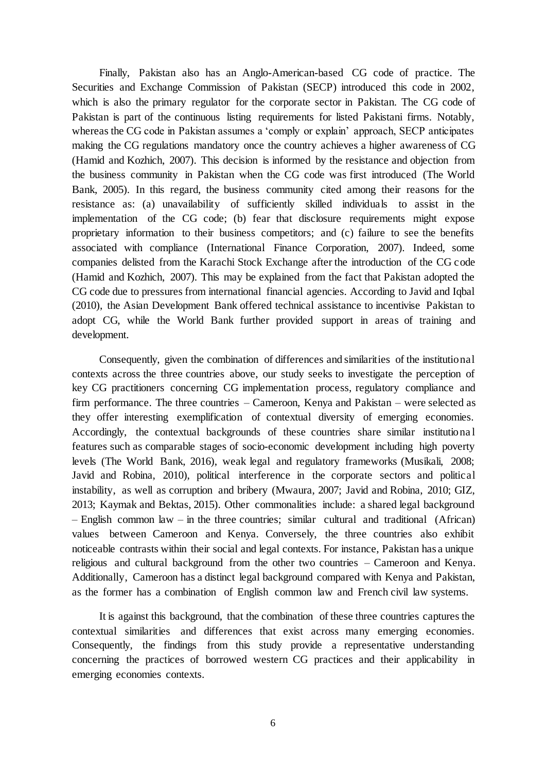Finally, Pakistan also has an Anglo-American-based CG code of practice. The Securities and Exchange Commission of Pakistan (SECP) introduced this code in 2002, which is also the primary regulator for the corporate sector in Pakistan. The CG code of Pakistan is part of the continuous listing requirements for listed Pakistani firms. Notably, whereas the CG code in Pakistan assumes a 'comply or explain' approach, SECP anticipates making the CG regulations mandatory once the country achieves a higher awareness of CG (Hamid and Kozhich, 2007). This decision is informed by the resistance and objection from the business community in Pakistan when the CG code was first introduced (The World Bank, 2005). In this regard, the business community cited among their reasons for the resistance as: (a) unavailability of sufficiently skilled individuals to assist in the implementation of the CG code; (b) fear that disclosure requirements might expose proprietary information to their business competitors; and (c) failure to see the benefits associated with compliance (International Finance Corporation, 2007). Indeed, some companies delisted from the Karachi Stock Exchange after the introduction of the CG code (Hamid and Kozhich, 2007). This may be explained from the fact that Pakistan adopted the CG code due to pressures from international financial agencies. According to Javid and Iqbal (2010), the Asian Development Bank offered technical assistance to incentivise Pakistan to adopt CG, while the World Bank further provided support in areas of training and development.

Consequently, given the combination of differences and similarities of the institutional contexts across the three countries above, our study seeks to investigate the perception of key CG practitioners concerning CG implementation process, regulatory compliance and firm performance. The three countries – Cameroon, Kenya and Pakistan – were selected as they offer interesting exemplification of contextual diversity of emerging economies. Accordingly, the contextual backgrounds of these countries share similar institutional features such as comparable stages of socio-economic development including high poverty levels (The World Bank, 2016), weak legal and regulatory frameworks (Musikali, 2008; Javid and Robina, 2010), political interference in the corporate sectors and political instability, as well as corruption and bribery (Mwaura, 2007; Javid and Robina, 2010; GIZ, 2013; Kaymak and Bektas, 2015). Other commonalities include: a shared legal background – English common law – in the three countries; similar cultural and traditional (African) values between Cameroon and Kenya. Conversely, the three countries also exhibit noticeable contrasts within their social and legal contexts. For instance, Pakistan has a unique religious and cultural background from the other two countries – Cameroon and Kenya. Additionally, Cameroon has a distinct legal background compared with Kenya and Pakistan, as the former has a combination of English common law and French civil law systems.

It is against this background, that the combination of these three countries captures the contextual similarities and differences that exist across many emerging economies. Consequently, the findings from this study provide a representative understanding concerning the practices of borrowed western CG practices and their applicability in emerging economies contexts.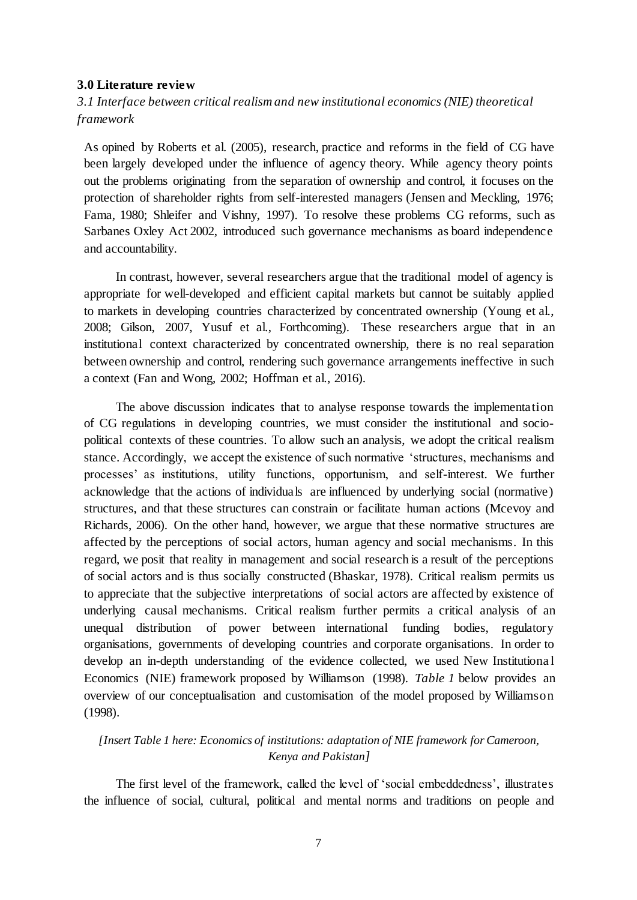**3.0 Literature review**

*3.1 Interface between critical realism and new institutional economics (NIE) theoretical framework*

As opined by Roberts et al. (2005), research, practice and reforms in the field of CG have been largely developed under the influence of agency theory. While agency theory points out the problems originating from the separation of ownership and control, it focuses on the protection of shareholder rights from self-interested managers (Jensen and Meckling, 1976; Fama, 1980; Shleifer and Vishny, 1997). To resolve these problems CG reforms, such as Sarbanes Oxley Act 2002, introduced such governance mechanisms as board independence and accountability.

In contrast, however, several researchers argue that the traditional model of agency is appropriate for well-developed and efficient capital markets but cannot be suitably applied to markets in developing countries characterized by concentrated ownership (Young et al., 2008; Gilson, 2007, Yusuf et al., Forthcoming). These researchers argue that in an institutional context characterized by concentrated ownership, there is no real separation between ownership and control, rendering such governance arrangements ineffective in such a context (Fan and Wong, 2002; Hoffman et al., 2016).

The above discussion indicates that to analyse response towards the implementation of CG regulations in developing countries, we must consider the institutional and socio-political contexts of these countries. To allow such an analysis, we adopt the critical realism stance. Accordingly, we accept the existence of such normative 'structures, mechanisms and processes' as institutions, utility functions, opportunism, and self-interest. We further acknowledge that the actions of individuals are influenced by underlying social (normative) structures, and that these structures can constrain or facilitate human actions (Mcevoy and Richards, 2006). On the other hand, however, we argue that these normative structures are affected by the perceptions of social actors, human agency and social mechanisms. In this regard, we posit that reality in management and social research is a result of the perceptions of social actors and is thus socially constructed (Bhaskar, 1978). Critical realism permits us to appreciate that the subjective interpretations of social actors are affected by existence of underlying causal mechanisms. Critical realism further permits a critical analysis of an unequal distribution of power between international funding bodies, regulatory organisations, governments of developing countries and corporate organisations. In order to develop an in-depth understanding of the evidence collected, we used New Institutional Economics (NIE) framework proposed by Williamson (1998). *Table 1* below provides an overview of our conceptualisation and customisation of the model proposed by Williamson (1998).

*[Insert Table 1 here: Economics of institutions: adaptation of NIE framework for Cameroon, Kenya and Pakistan]*

The first level of the framework, called the level of 'social embeddedness', illustrates the influence of social, cultural, political and mental norms and traditions on people and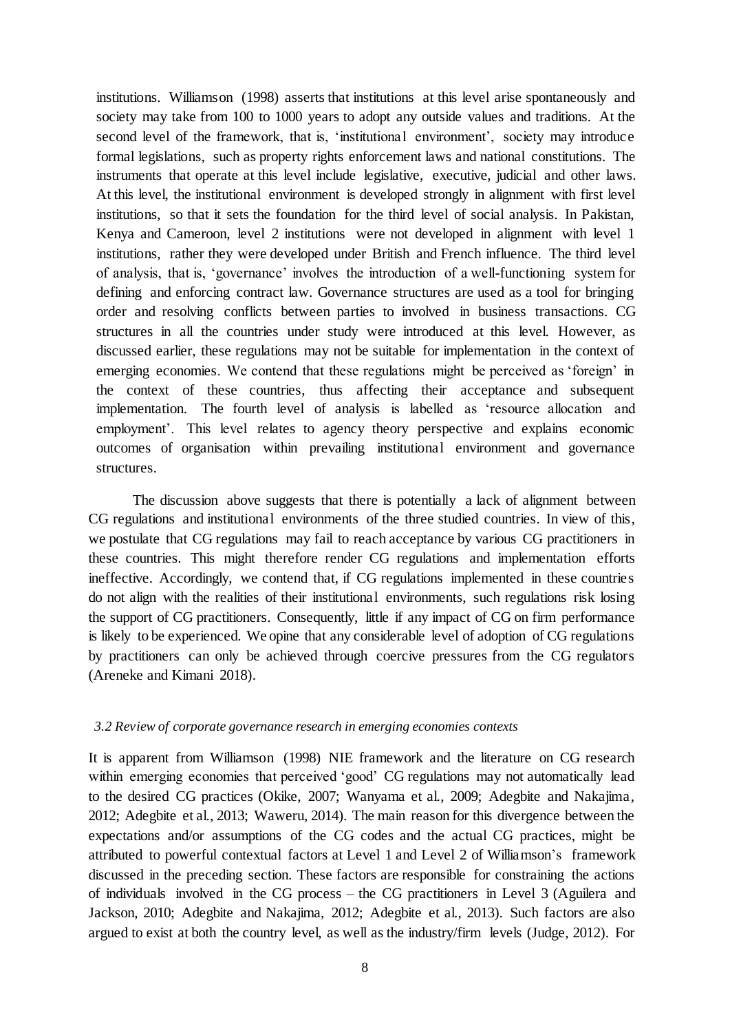institutions. Williamson (1998) asserts that institutions at this level arise spontaneously and society may take from 100 to 1000 years to adopt any outside values and traditions. At the second level of the framework, that is, 'institutional environment', society may introduce formal legislations, such as property rights enforcement laws and national constitutions. The instruments that operate at this level include legislative, executive, judicial and other laws. At this level, the institutional environment is developed strongly in alignment with first level institutions, so that it sets the foundation for the third level of social analysis. In Pakistan, Kenya and Cameroon, level 2 institutions were not developed in alignment with level 1 institutions, rather they were developed under British and French influence. The third level of analysis, that is, 'governance' involves the introduction of a well-functioning system for defining and enforcing contract law. Governance structures are used as a tool for bringing order and resolving conflicts between parties to involved in business transactions. CG structures in all the countries under study were introduced at this level. However, as discussed earlier, these regulations may not be suitable for implementation in the context of emerging economies. We contend that these regulations might be perceived as 'foreign' in the context of these countries, thus affecting their acceptance and subsequent implementation. The fourth level of analysis is labelled as 'resource allocation and employment'. This level relates to agency theory perspective and explains economic outcomes of organisation within prevailing institutional environment and governance structures.

The discussion above suggests that there is potentially a lack of alignment between CG regulations and institutional environments of the three studied countries. In view of this, we postulate that CG regulations may fail to reach acceptance by various CG practitioners in these countries. This might therefore render CG regulations and implementation efforts ineffective. Accordingly, we contend that, if CG regulations implemented in these countries do not align with the realities of their institutional environments, such regulations risk losing the support of CG practitioners. Consequently, little if any impact of CG on firm performance is likely to be experienced. We opine that any considerable level of adoption of CG regulations by practitioners can only be achieved through coercive pressures from the CG regulators (Areneke and Kimani 2018).

### *3.2 Review of corporate governance research in emerging economies contexts*

It is apparent from Williamson (1998) NIE framework and the literature on CG research within emerging economies that perceived 'good' CG regulations may not automatically lead to the desired CG practices (Okike, 2007; Wanyama et al., 2009; Adegbite and Nakajima, 2012; Adegbite et al., 2013; Waweru, 2014). The main reason for this divergence between the expectations and/or assumptions of the CG codes and the actual CG practices, might be attributed to powerful contextual factors at Level 1 and Level 2 of Williamson's framework discussed in the preceding section. These factors are responsible for constraining the actions of individuals involved in the CG process – the CG practitioners in Level 3 (Aguilera and Jackson, 2010; Adegbite and Nakajima, 2012; Adegbite et al., 2013). Such factors are also argued to exist at both the country level, as well as the industry/firm levels (Judge, 2012). For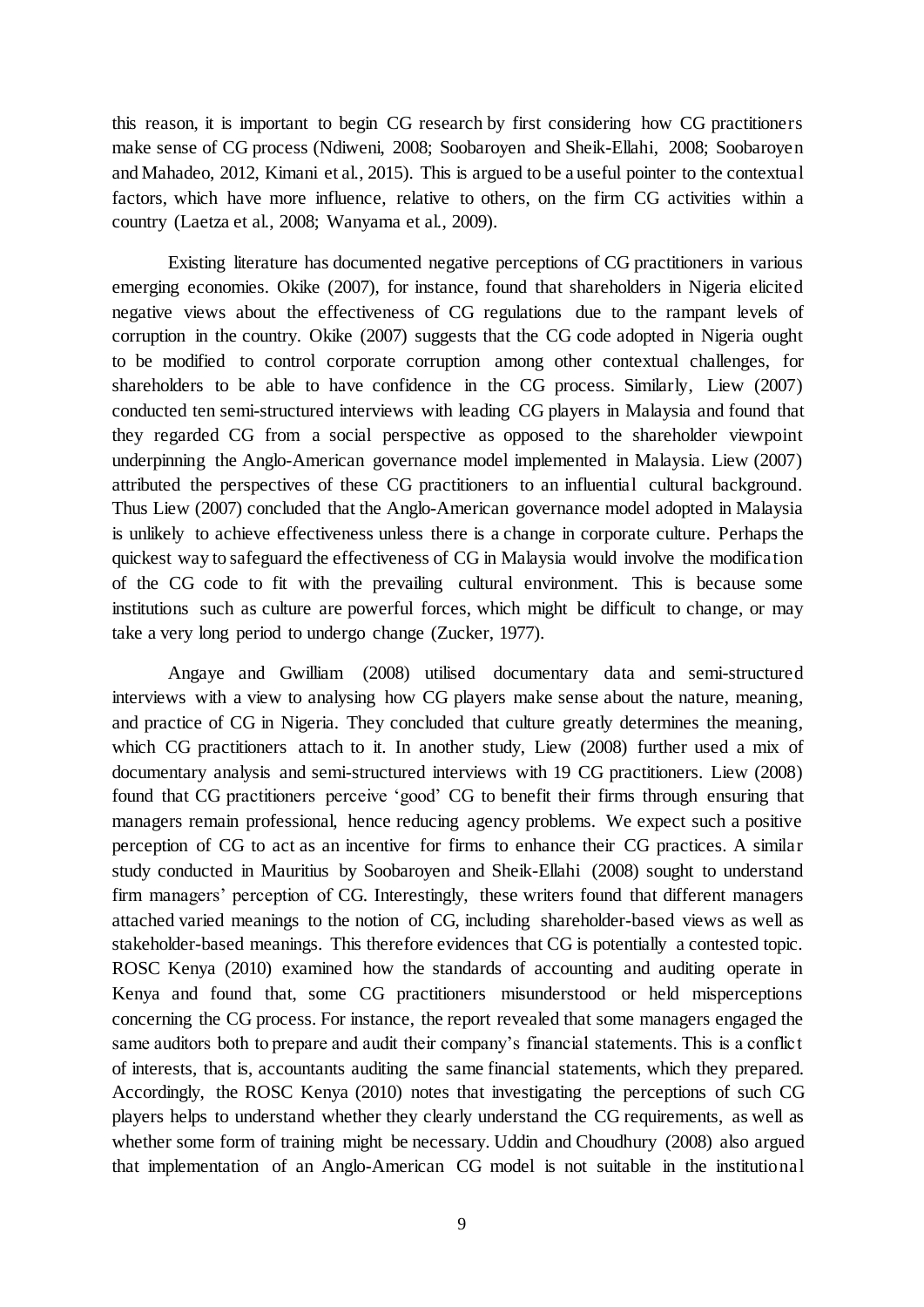this reason, it is important to begin CG research by first considering how CG practitioners make sense of CG process (Ndiweni, 2008; Soobaroyen and Sheik-Ellahi, 2008; Soobaroyen and Mahadeo, 2012, Kimani et al., 2015). This is argued to be a useful pointer to the contextual factors, which have more influence, relative to others, on the firm CG activities within a country (Laetza et al., 2008; Wanyama et al., 2009).

Existing literature has documented negative perceptions of CG practitioners in various emerging economies. Okike (2007), for instance, found that shareholders in Nigeria elicited negative views about the effectiveness of CG regulations due to the rampant levels of corruption in the country. Okike (2007) suggests that the CG code adopted in Nigeria ought to be modified to control corporate corruption among other contextual challenges, for shareholders to be able to have confidence in the CG process. Similarly, Liew (2007) conducted ten semi-structured interviews with leading CG players in Malaysia and found that they regarded CG from a social perspective as opposed to the shareholder viewpoint underpinning the Anglo-American governance model implemented in Malaysia. Liew (2007) attributed the perspectives of these CG practitioners to an influential cultural background. Thus Liew (2007) concluded that the Anglo-American governance model adopted in Malaysia is unlikely to achieve effectiveness unless there is a change in corporate culture. Perhaps the quickest way to safeguard the effectiveness of CG in Malaysia would involve the modification of the CG code to fit with the prevailing cultural environment. This is because some institutions such as culture are powerful forces, which might be difficult to change, or may take a very long period to undergo change (Zucker, 1977).

Angaye and Gwilliam (2008) utilised documentary data and semi-structured interviews with a view to analysing how CG players make sense about the nature, meaning, and practice of CG in Nigeria. They concluded that culture greatly determines the meaning, which CG practitioners attach to it. In another study, Liew (2008) further used a mix of documentary analysis and semi-structured interviews with 19 CG practitioners. Liew (2008) found that CG practitioners perceive 'good' CG to benefit their firms through ensuring that managers remain professional, hence reducing agency problems. We expect such a positive perception of CG to act as an incentive for firms to enhance their CG practices. A similar study conducted in Mauritius by Soobaroyen and Sheik-Ellahi (2008) sought to understand firm managers' perception of CG. Interestingly, these writers found that different managers attached varied meanings to the notion of CG, including shareholder-based views as well as stakeholder-based meanings. This therefore evidences that CG is potentially a contested topic. ROSC Kenya (2010) examined how the standards of accounting and auditing operate in Kenya and found that, some CG practitioners misunderstood or held misperceptions concerning the CG process. For instance, the report revealed that some managers engaged the same auditors both to prepare and audit their company's financial statements. This is a conflict of interests, that is, accountants auditing the same financial statements, which they prepared. Accordingly, the ROSC Kenya (2010) notes that investigating the perceptions of such CG players helps to understand whether they clearly understand the CG requirements, as well as whether some form of training might be necessary. Uddin and Choudhury (2008) also argued that implementation of an Anglo-American CG model is not suitable in the institutional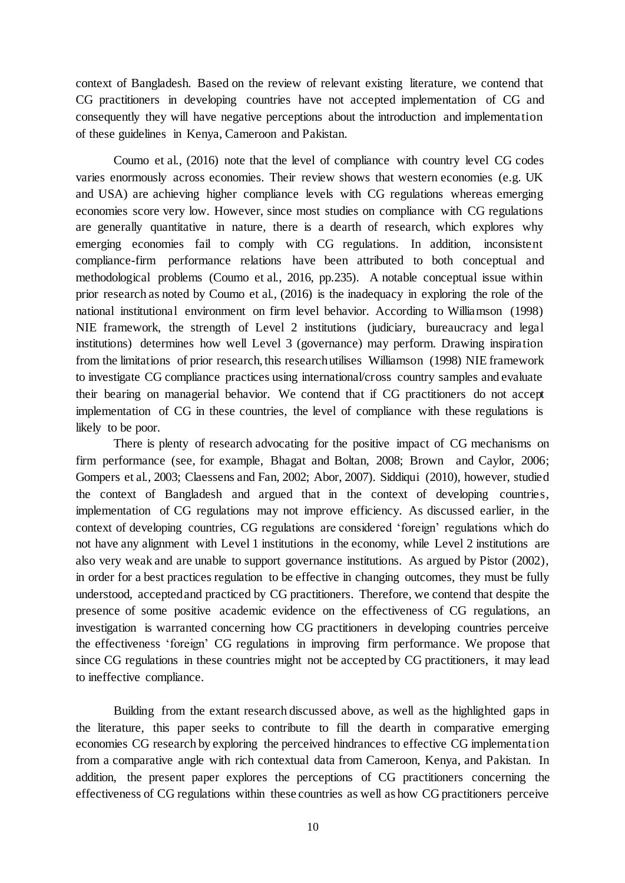context of Bangladesh. Based on the review of relevant existing literature, we contend that CG practitioners in developing countries have not accepted implementation of CG and consequently they will have negative perceptions about the introduction and implementation of these guidelines in Kenya, Cameroon and Pakistan.

Coumo et al., (2016) note that the level of compliance with country level CG codes varies enormously across economies. Their review shows that western economies (e.g. UK and USA) are achieving higher compliance levels with CG regulations whereas emerging economies score very low. However, since most studies on compliance with CG regulations are generally quantitative in nature, there is a dearth of research, which explores why emerging economies fail to comply with CG regulations. In addition, inconsistent compliance-firm performance relations have been attributed to both conceptual and methodological problems (Coumo et al., 2016, pp.235). A notable conceptual issue within prior research as noted by Coumo et al., (2016) is the inadequacy in exploring the role of the national institutional environment on firm level behavior. According to Williamson (1998) NIE framework, the strength of Level 2 institutions (judiciary, bureaucracy and legal institutions) determines how well Level 3 (governance) may perform. Drawing inspiration from the limitations of prior research, this research utilises Williamson (1998) NIE framework to investigate CG compliance practices using international/cross country samples and evaluate their bearing on managerial behavior. We contend that if CG practitioners do not accept implementation of CG in these countries, the level of compliance with these regulations is likely to be poor.

There is plenty of research advocating for the positive impact of CG mechanisms on firm performance (see, for example, Bhagat and Boltan, 2008; Brown and Caylor, 2006; Gompers et al., 2003; Claessens and Fan, 2002; Abor, 2007). Siddiqui (2010), however, studied the context of Bangladesh and argued that in the context of developing countries, implementation of CG regulations may not improve efficiency. As discussed earlier, in the context of developing countries, CG regulations are considered 'foreign' regulations which do not have any alignment with Level 1 institutions in the economy, while Level 2 institutions are also very weak and are unable to support governance institutions. As argued by Pistor (2002), in order for a best practices regulation to be effective in changing outcomes, they must be fully understood, accepted and practiced by CG practitioners. Therefore, we contend that despite the presence of some positive academic evidence on the effectiveness of CG regulations, an investigation is warranted concerning how CG practitioners in developing countries perceive the effectiveness 'foreign' CG regulations in improving firm performance. We propose that since CG regulations in these countries might not be accepted by CG practitioners, it may lead to ineffective compliance.

Building from the extant research discussed above, as well as the highlighted gaps in the literature, this paper seeks to contribute to fill the dearth in comparative emerging economies CG research by exploring the perceived hindrances to effective CG implementation from a comparative angle with rich contextual data from Cameroon, Kenya, and Pakistan. In addition, the present paper explores the perceptions of CG practitioners concerning the effectiveness of CG regulations within these countries as well as how CG practitioners perceive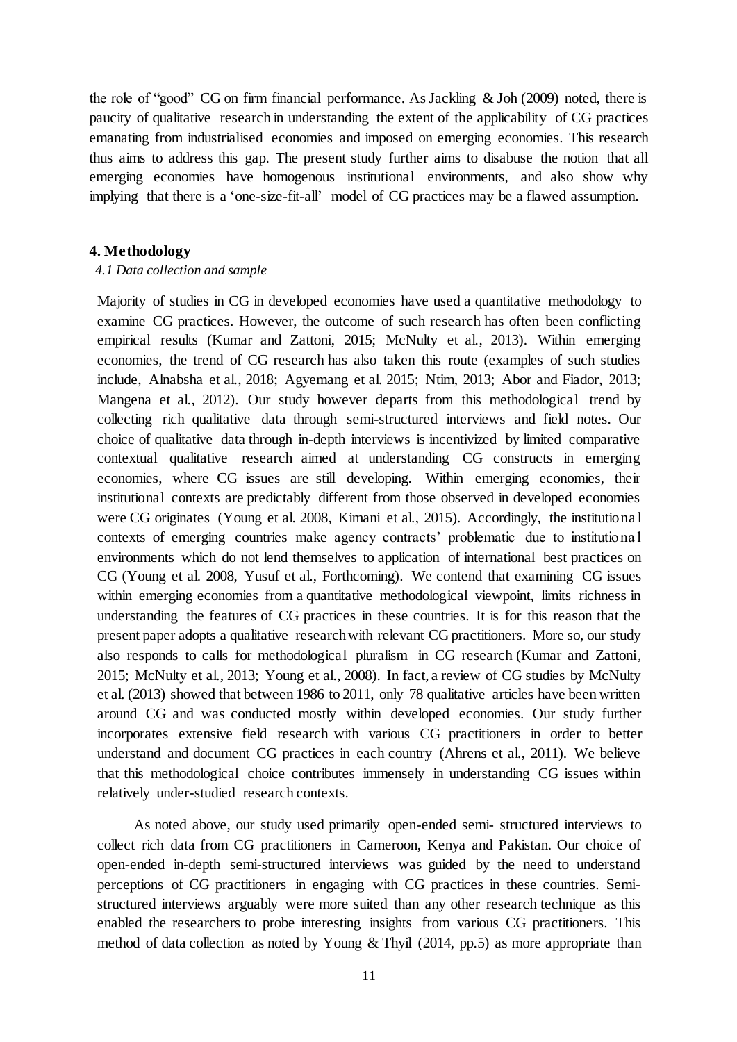the role of "good" CG on firm financial performance. As Jackling & Joh (2009) noted, there is paucity of qualitative research in understanding the extent of the applicability of CG practices emanating from industrialised economies and imposed on emerging economies. This research thus aims to address this gap. The present study further aims to disabuse the notion that all emerging economies have homogenous institutional environments, and also show why implying that there is a 'one-size-fit-all' model of CG practices may be a flawed assumption.

## 4. Methodology

### *4.1 Data collection and sample*

Majority of studies in CG in developed economies have used a quantitative methodology to examine CG practices. However, the outcome of such research has often been conflicting empirical results (Kumar and Zattoni, 2015; McNulty et al., 2013). Within emerging economies, the trend of CG research has also taken this route (examples of such studies include, Alnabsha et al., 2018; Agyemang et al. 2015; Ntim, 2013; Abor and Fiador, 2013; Mangena et al., 2012). Our study however departs from this methodological trend by collecting rich qualitative data through semi-structured interviews and field notes. Our choice of qualitative data through in-depth interviews is incentivized by limited comparative contextual qualitative research aimed at understanding CG constructs in emerging economies, where CG issues are still developing. Within emerging economies, their institutional contexts are predictably different from those observed in developed economies were CG originates (Young et al. 2008, Kimani et al., 2015). Accordingly, the institutional contexts of emerging countries make agency contracts' problematic due to institutional environments which do not lend themselves to application of international best practices on CG (Young et al. 2008, Yusuf et al., Forthcoming). We contend that examining CG issues within emerging economies from a quantitative methodological viewpoint, limits richness in understanding the features of CG practices in these countries. It is for this reason that the present paper adopts a qualitative research with relevant CG practitioners. More so, our study also responds to calls for methodological pluralism in CG research (Kumar and Zattoni, 2015; McNulty et al., 2013; Young et al., 2008). In fact, a review of CG studies by McNulty et al. (2013) showed that between 1986 to 2011, only 78 qualitative articles have been written around CG and was conducted mostly within developed economies. Our study further incorporates extensive field research with various CG practitioners in order to better understand and document CG practices in each country (Ahrens et al., 2011). We believe that this methodological choice contributes immensely in understanding CG issues within relatively under-studied research contexts.

As noted above, our study used primarily open-ended semi- structured interviews to collect rich data from CG practitioners in Cameroon, Kenya and Pakistan. Our choice of open-ended in-depth semi-structured interviews was guided by the need to understand perceptions of CG practitioners in engaging with CG practices in these countries. Semi-structured interviews arguably were more suited than any other research technique as this enabled the researchers to probe interesting insights from various CG practitioners. This method of data collection as noted by Young & Thyil (2014, pp.5) as more appropriate than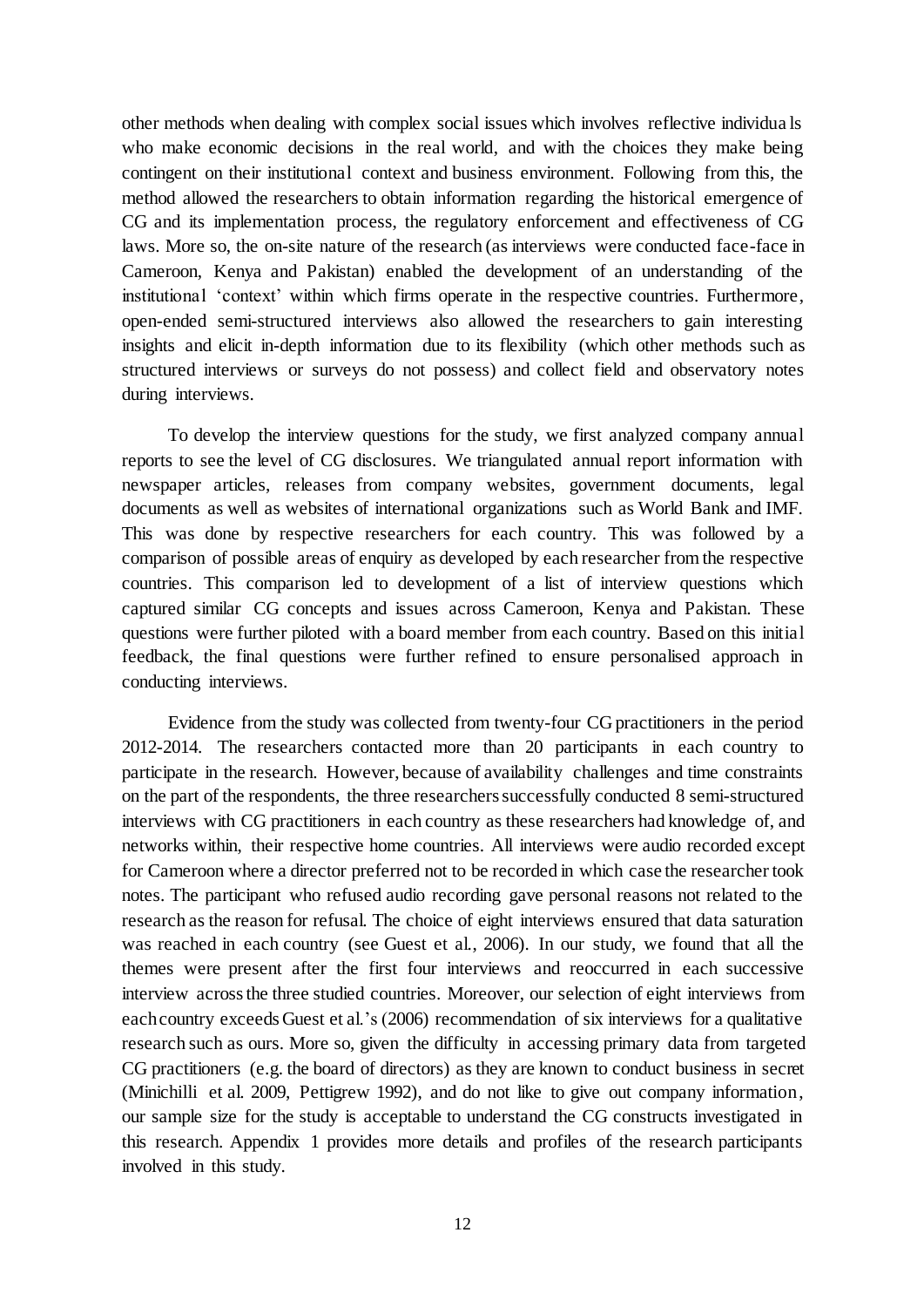other methods when dealing with complex social issues which involves reflective individuals who make economic decisions in the real world, and with the choices they make being contingent on their institutional context and business environment. Following from this, the method allowed the researchers to obtain information regarding the historical emergence of CG and its implementation process, the regulatory enforcement and effectiveness of CG laws. More so, the on-site nature of the research (as interviews were conducted face-face in Cameroon, Kenya and Pakistan) enabled the development of an understanding of the institutional 'context' within which firms operate in the respective countries. Furthermore, open-ended semi-structured interviews also allowed the researchers to gain interesting insights and elicit in-depth information due to its flexibility (which other methods such as structured interviews or surveys do not possess) and collect field and observatory notes during interviews.

To develop the interview questions for the study, we first analyzed company annual reports to see the level of CG disclosures. We triangulated annual report information with newspaper articles, releases from company websites, government documents, legal documents as well as websites of international organizations such as World Bank and IMF. This was done by respective researchers for each country. This was followed by a comparison of possible areas of enquiry as developed by each researcher from the respective countries. This comparison led to development of a list of interview questions which captured similar CG concepts and issues across Cameroon, Kenya and Pakistan. These questions were further piloted with a board member from each country. Based on this initial feedback, the final questions were further refined to ensure personalised approach in conducting interviews.

Evidence from the study was collected from twenty-four CG practitioners in the period 2012-2014. The researchers contacted more than 20 participants in each country to participate in the research. However, because of availability challenges and time constraints on the part of the respondents, the three researchers successfully conducted 8 semi-structured interviews with CG practitioners in each country as these researchers had knowledge of, and networks within, their respective home countries. All interviews were audio recorded except for Cameroon where a director preferred not to be recorded in which case the researcher took notes. The participant who refused audio recording gave personal reasons not related to the research as the reason for refusal. The choice of eight interviews ensured that data saturation was reached in each country (see Guest et al., 2006). In our study, we found that all the themes were present after the first four interviews and reoccurred in each successive interview across the three studied countries. Moreover, our selection of eight interviews from each country exceeds Guest et al.'s (2006) recommendation of six interviews for a qualitative research such as ours. More so, given the difficulty in accessing primary data from targeted CG practitioners (e.g. the board of directors) as they are known to conduct business in secret (Minichilli et al. 2009, Pettigrew 1992), and do not like to give out company information, our sample size for the study is acceptable to understand the CG constructs investigated in this research. Appendix 1 provides more details and profiles of the research participants involved in this study.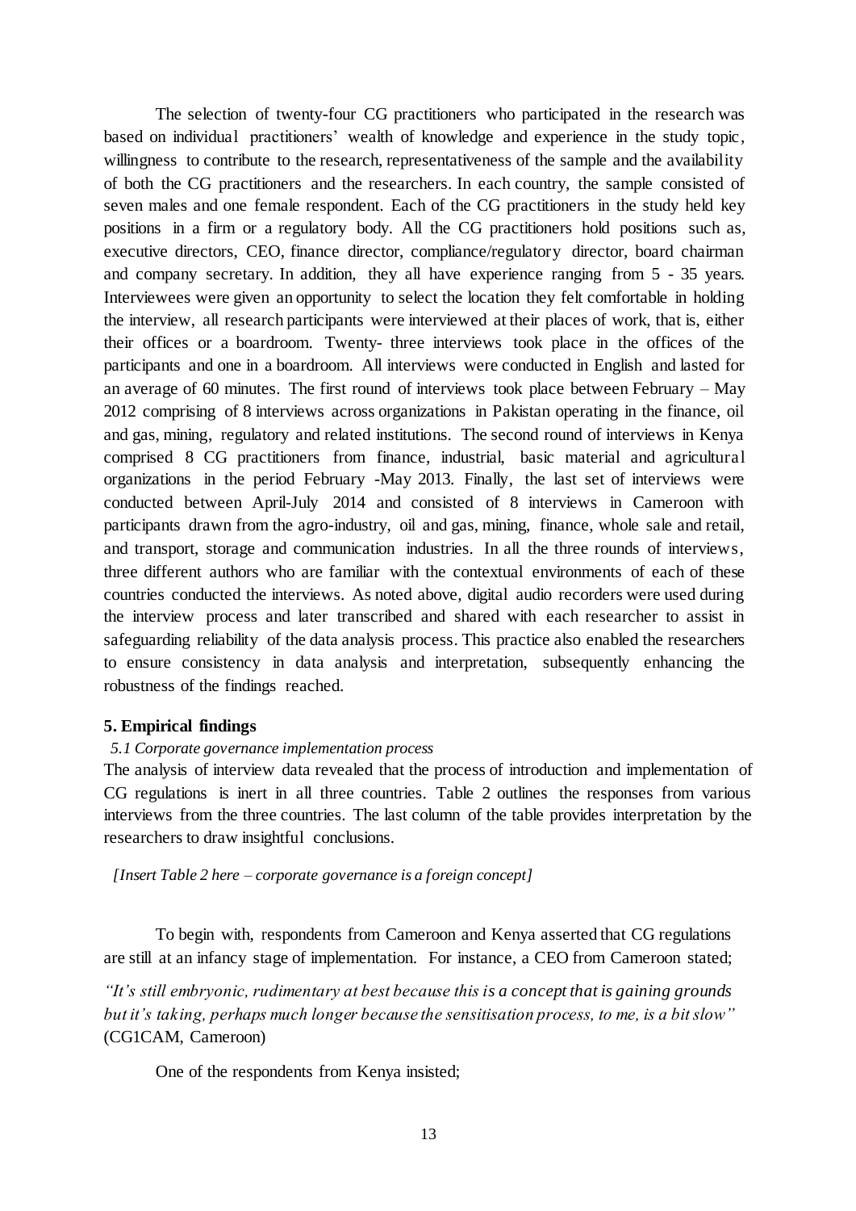The selection of twenty-four CG practitioners who participated in the research was based on individual practitioners' wealth of knowledge and experience in the study topic, willingness to contribute to the research, representativeness of the sample and the availability of both the CG practitioners and the researchers. In each country, the sample consisted of seven males and one female respondent. Each of the CG practitioners in the study held key positions in a firm or a regulatory body. All the CG practitioners hold positions such as, executive directors, CEO, finance director, compliance/regulatory director, board chairman and company secretary. In addition, they all have experience ranging from 5 - 35 years. Interviewees were given an opportunity to select the location they felt comfortable in holding the interview, all research participants were interviewed at their places of work, that is, either their offices or a boardroom. Twenty- three interviews took place in the offices of the participants and one in a boardroom. All interviews were conducted in English and lasted for an average of 60 minutes. The first round of interviews took place between February – May 2012 comprising of 8 interviews across organizations in Pakistan operating in the finance, oil and gas, mining, regulatory and related institutions. The second round of interviews in Kenya comprised 8 CG practitioners from finance, industrial, basic material and agricultural organizations in the period February -May 2013. Finally, the last set of interviews were conducted between April-July 2014 and consisted of 8 interviews in Cameroon with participants drawn from the agro-industry, oil and gas, mining, finance, whole sale and retail, and transport, storage and communication industries. In all the three rounds of interviews, three different authors who are familiar with the contextual environments of each of these countries conducted the interviews. As noted above, digital audio recorders were used during the interview process and later transcribed and shared with each researcher to assist in safeguarding reliability of the data analysis process. This practice also enabled the researchers to ensure consistency in data analysis and interpretation, subsequently enhancing the robustness of the findings reached.

## 5. Empirical findings

### *5.1 Corporate governance implementation process*

The analysis of interview data revealed that the process of introduction and implementation of CG regulations is inert in all three countries. Table 2 outlines the responses from various interviews from the three countries. The last column of the table provides interpretation by the researchers to draw insightful conclusions.

*[Insert Table 2 here – corporate governance is a foreign concept]*

To begin with, respondents from Cameroon and Kenya asserted that CG regulations are still at an infancy stage of implementation. For instance, a CEO from Cameroon stated;

*"It's still embryonic, rudimentary at best because this is a concept that is gaining grounds but it's taking, perhaps much longer because the sensitisation process, to me, is a bit slow"* (CG1CAM, Cameroon)

One of the respondents from Kenya insisted;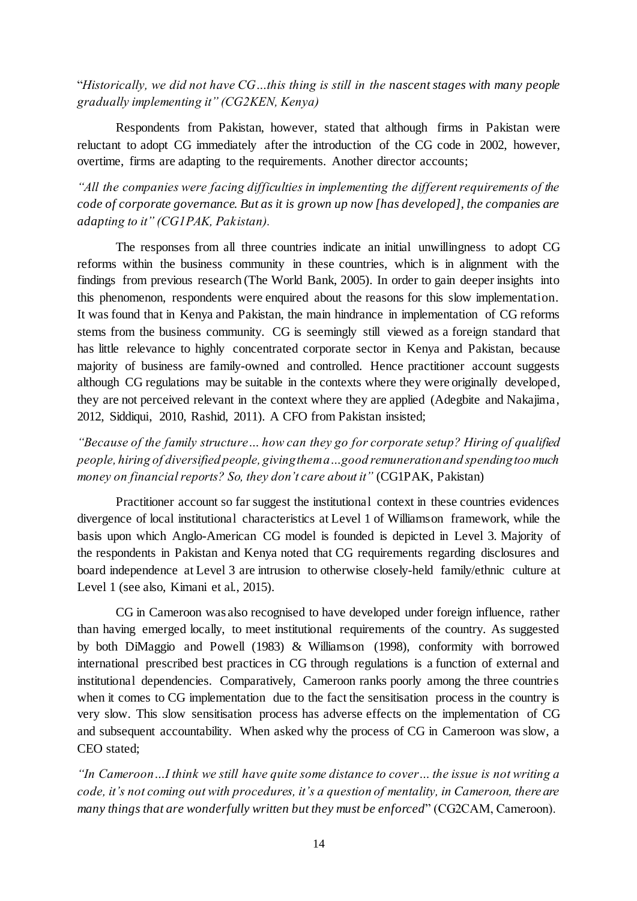"*Historically, we did not have CG…this thing is still in the nascent stages with many people gradually implementing it" (CG2KEN, Kenya)*

Respondents from Pakistan, however, stated that although firms in Pakistan were reluctant to adopt CG immediately after the introduction of the CG code in 2002, however, overtime, firms are adapting to the requirements. Another director accounts;

*"All the companies were facing difficulties in implementing the different requirements of the code of corporate governance. But as it is grown up now [has developed], the companies are adapting to it" (CG1PAK, Pakistan).*

The responses from all three countries indicate an initial unwillingness to adopt CG reforms within the business community in these countries, which is in alignment with the findings from previous research (The World Bank, 2005). In order to gain deeper insights into this phenomenon, respondents were enquired about the reasons for this slow implementation. It was found that in Kenya and Pakistan, the main hindrance in implementation of CG reforms stems from the business community. CG is seemingly still viewed as a foreign standard that has little relevance to highly concentrated corporate sector in Kenya and Pakistan, because majority of business are family-owned and controlled. Hence practitioner account suggests although CG regulations may be suitable in the contexts where they were originally developed, they are not perceived relevant in the context where they are applied (Adegbite and Nakajima, 2012, Siddiqui, 2010, Rashid, 2011). A CFO from Pakistan insisted;

*"Because of the family structure… how can they go for corporate setup? Hiring of qualified people, hiring of diversified people, giving them a…good remuneration and spending too much money on financial reports? So, they don't care about it"* (CG1PAK, Pakistan)

Practitioner account so far suggest the institutional context in these countries evidences divergence of local institutional characteristics at Level 1 of Williamson framework, while the basis upon which Anglo-American CG model is founded is depicted in Level 3. Majority of the respondents in Pakistan and Kenya noted that CG requirements regarding disclosures and board independence at Level 3 are intrusion to otherwise closely-held family/ethnic culture at Level 1 (see also, Kimani et al., 2015).

CG in Cameroon was also recognised to have developed under foreign influence, rather than having emerged locally, to meet institutional requirements of the country. As suggested by both DiMaggio and Powell (1983) & Williamson (1998), conformity with borrowed international prescribed best practices in CG through regulations is a function of external and institutional dependencies. Comparatively, Cameroon ranks poorly among the three countries when it comes to CG implementation due to the fact the sensitisation process in the country is very slow. This slow sensitisation process has adverse effects on the implementation of CG and subsequent accountability. When asked why the process of CG in Cameroon was slow, a CEO stated;

*"In Cameroon…I think we still have quite some distance to cover… the issue is not writing a code, it's not coming out with procedures, it's a question of mentality, in Cameroon, there are many things that are wonderfully written but they must be enforced*" (CG2CAM, Cameroon).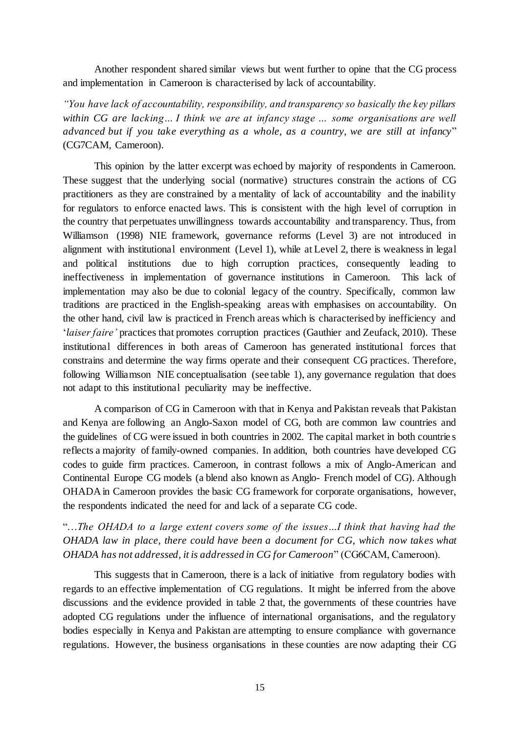Another respondent shared similar views but went further to opine that the CG process and implementation in Cameroon is characterised by lack of accountability.

*"You have lack of accountability, responsibility, and transparency so basically the key pillars within CG are lacking… I think we are at infancy stage … some organisations are well advanced but if you take everything as a whole, as a country, we are still at infancy*" (CG7CAM, Cameroon).

This opinion by the latter excerpt was echoed by majority of respondents in Cameroon. These suggest that the underlying social (normative) structures constrain the actions of CG practitioners as they are constrained by a mentality of lack of accountability and the inability for regulators to enforce enacted laws. This is consistent with the high level of corruption in the country that perpetuates unwillingness towards accountability and transparency. Thus, from Williamson (1998) NIE framework, governance reforms (Level 3) are not introduced in alignment with institutional environment (Level 1), while at Level 2, there is weakness in legal and political institutions due to high corruption practices, consequently leading to ineffectiveness in implementation of governance institutions in Cameroon. This lack of implementation may also be due to colonial legacy of the country. Specifically, common law traditions are practiced in the English-speaking areas with emphasises on accountability. On the other hand, civil law is practiced in French areas which is characterised by inefficiency and '*laiser faire'* practices that promotes corruption practices (Gauthier and Zeufack, 2010). These institutional differences in both areas of Cameroon has generated institutional forces that constrains and determine the way firms operate and their consequent CG practices. Therefore, following Williamson NIE conceptualisation (see table 1), any governance regulation that does not adapt to this institutional peculiarity may be ineffective.

A comparison of CG in Cameroon with that in Kenya and Pakistan reveals that Pakistan and Kenya are following an Anglo-Saxon model of CG, both are common law countries and the guidelines of CG were issued in both countries in 2002. The capital market in both countries reflects a majority of family-owned companies. In addition, both countries have developed CG codes to guide firm practices. Cameroon, in contrast follows a mix of Anglo-American and Continental Europe CG models (a blend also known as Anglo- French model of CG). Although OHADA in Cameroon provides the basic CG framework for corporate organisations, however, the respondents indicated the need for and lack of a separate CG code.

"*…The OHADA to a large extent covers some of the issues…I think that having had the OHADA law in place, there could have been a document for CG, which now takes what OHADA has not addressed, it is addressed in CG for Cameroon*" (CG6CAM, Cameroon).

This suggests that in Cameroon, there is a lack of initiative from regulatory bodies with regards to an effective implementation of CG regulations. It might be inferred from the above discussions and the evidence provided in table 2 that, the governments of these countries have adopted CG regulations under the influence of international organisations, and the regulatory bodies especially in Kenya and Pakistan are attempting to ensure compliance with governance regulations. However, the business organisations in these counties are now adapting their CG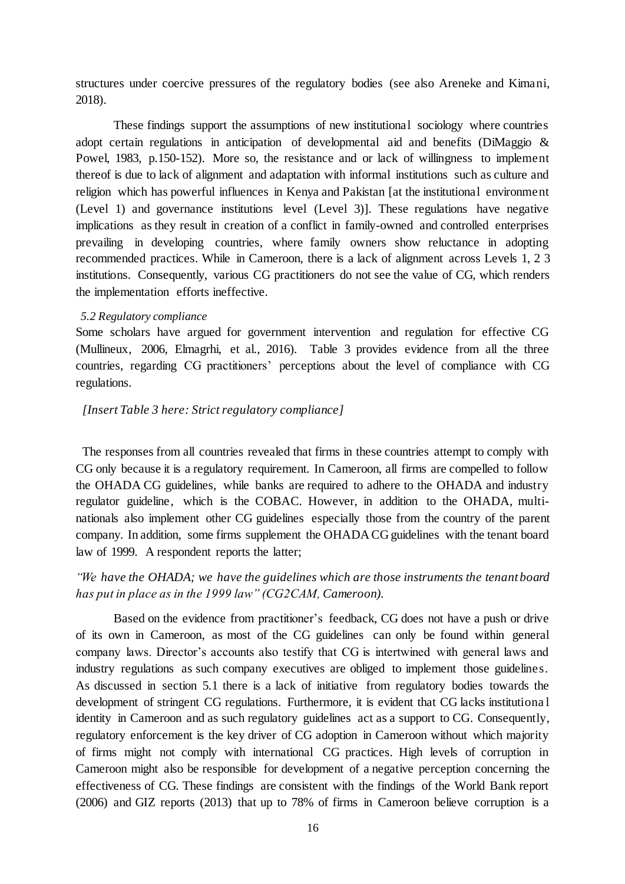structures under coercive pressures of the regulatory bodies (see also Areneke and Kimani, 2018).

These findings support the assumptions of new institutional sociology where countries adopt certain regulations in anticipation of developmental aid and benefits (DiMaggio & Powel, 1983, p.150-152). More so, the resistance and or lack of willingness to implement thereof is due to lack of alignment and adaptation with informal institutions such as culture and religion which has powerful influences in Kenya and Pakistan [at the institutional environment (Level 1) and governance institutions level (Level 3)]. These regulations have negative implications as they result in creation of a conflict in family-owned and controlled enterprises prevailing in developing countries, where family owners show reluctance in adopting recommended practices. While in Cameroon, there is a lack of alignment across Levels 1, 2 3 institutions. Consequently, various CG practitioners do not see the value of CG, which renders the implementation efforts ineffective.

### *5.2 Regulatory compliance*

Some scholars have argued for government intervention and regulation for effective CG (Mullineux, 2006, Elmagrhi, et al., 2016). Table 3 provides evidence from all the three countries, regarding CG practitioners' perceptions about the level of compliance with CG regulations.

*[Insert Table 3 here: Strict regulatory compliance]*

The responses from all countries revealed that firms in these countries attempt to comply with CG only because it is a regulatory requirement. In Cameroon, all firms are compelled to follow the OHADA CG guidelines, while banks are required to adhere to the OHADA and industry regulator guideline, which is the COBAC. However, in addition to the OHADA, multi-nationals also implement other CG guidelines especially those from the country of the parent company. In addition, some firms supplement the OHADA CG guidelines with the tenant board law of 1999. A respondent reports the latter;

*"We have the OHADA; we have the guidelines which are those instruments the tenant board has put in place as in the 1999 law" (CG2CAM, Cameroon).*

Based on the evidence from practitioner's feedback, CG does not have a push or drive of its own in Cameroon, as most of the CG guidelines can only be found within general company laws. Director's accounts also testify that CG is intertwined with general laws and industry regulations as such company executives are obliged to implement those guidelines. As discussed in section 5.1 there is a lack of initiative from regulatory bodies towards the development of stringent CG regulations. Furthermore, it is evident that CG lacks institutional identity in Cameroon and as such regulatory guidelines act as a support to CG. Consequently, regulatory enforcement is the key driver of CG adoption in Cameroon without which majority of firms might not comply with international CG practices. High levels of corruption in Cameroon might also be responsible for development of a negative perception concerning the effectiveness of CG. These findings are consistent with the findings of the World Bank report (2006) and GIZ reports (2013) that up to 78% of firms in Cameroon believe corruption is a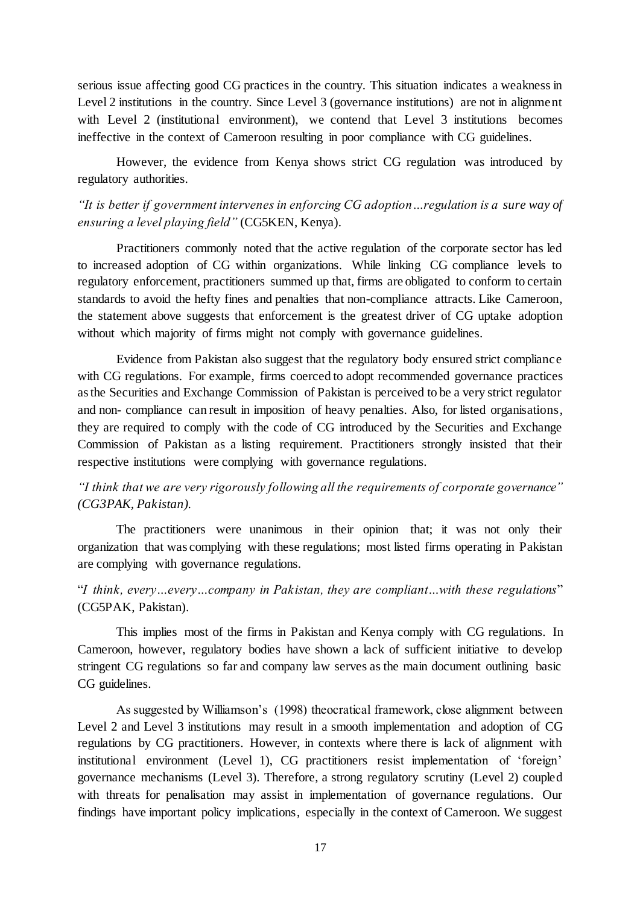serious issue affecting good CG practices in the country. This situation indicates a weakness in Level 2 institutions in the country. Since Level 3 (governance institutions) are not in alignment with Level 2 (institutional environment), we contend that Level 3 institutions becomes ineffective in the context of Cameroon resulting in poor compliance with CG guidelines.

However, the evidence from Kenya shows strict CG regulation was introduced by regulatory authorities.

*"It is better if government intervenes in enforcing CG adoption…regulation is a sure way of ensuring a level playing field"* (CG5KEN, Kenya).

Practitioners commonly noted that the active regulation of the corporate sector has led to increased adoption of CG within organizations. While linking CG compliance levels to regulatory enforcement, practitioners summed up that, firms are obligated to conform to certain standards to avoid the hefty fines and penalties that non-compliance attracts. Like Cameroon, the statement above suggests that enforcement is the greatest driver of CG uptake adoption without which majority of firms might not comply with governance guidelines.

Evidence from Pakistan also suggest that the regulatory body ensured strict compliance with CG regulations. For example, firms coerced to adopt recommended governance practices as the Securities and Exchange Commission of Pakistan is perceived to be a very strict regulator and non- compliance can result in imposition of heavy penalties. Also, for listed organisations, they are required to comply with the code of CG introduced by the Securities and Exchange Commission of Pakistan as a listing requirement. Practitioners strongly insisted that their respective institutions were complying with governance regulations.

*"I think that we are very rigorously following all the requirements of corporate governance" (CG3PAK, Pakistan).*

The practitioners were unanimous in their opinion that; it was not only their organization that was complying with these regulations; most listed firms operating in Pakistan are complying with governance regulations.

"*I think, every…every…company in Pakistan, they are compliant…with these regulations*" (CG5PAK, Pakistan).

This implies most of the firms in Pakistan and Kenya comply with CG regulations. In Cameroon, however, regulatory bodies have shown a lack of sufficient initiative to develop stringent CG regulations so far and company law serves as the main document outlining basic CG guidelines.

As suggested by Williamson's (1998) theocratical framework, close alignment between Level 2 and Level 3 institutions may result in a smooth implementation and adoption of CG regulations by CG practitioners. However, in contexts where there is lack of alignment with institutional environment (Level 1), CG practitioners resist implementation of 'foreign' governance mechanisms (Level 3). Therefore, a strong regulatory scrutiny (Level 2) coupled with threats for penalisation may assist in implementation of governance regulations. Our findings have important policy implications, especially in the context of Cameroon. We suggest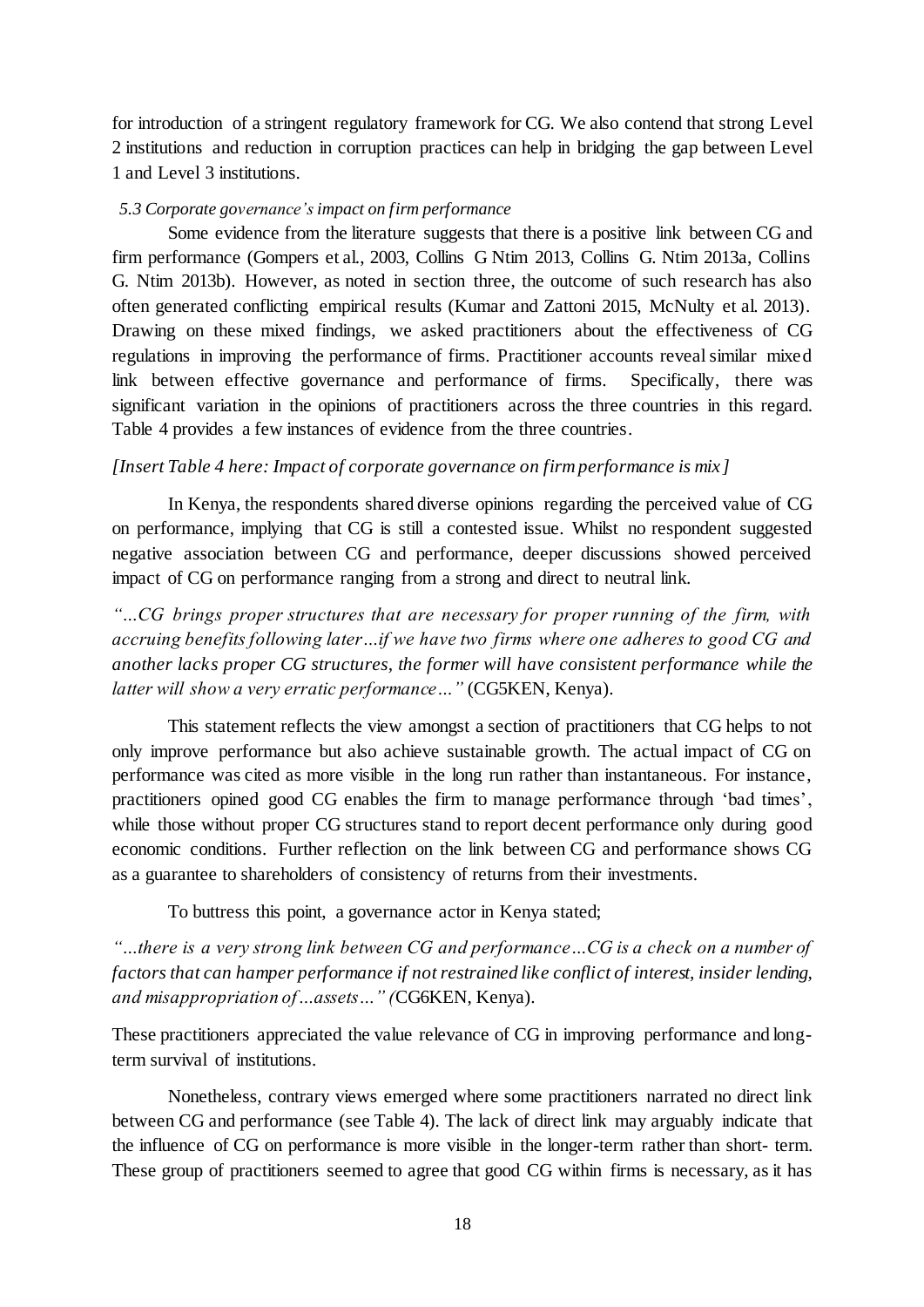for introduction of a stringent regulatory framework for CG. We also contend that strong Level 2 institutions and reduction in corruption practices can help in bridging the gap between Level 1 and Level 3 institutions.

### *5.3 Corporate governance's impact on firm performance*

Some evidence from the literature suggests that there is a positive link between CG and firm performance (Gompers et al., 2003, Collins G Ntim 2013, Collins G. Ntim 2013a, Collins G. Ntim 2013b). However, as noted in section three, the outcome of such research has also often generated conflicting empirical results (Kumar and Zattoni 2015, McNulty et al. 2013). Drawing on these mixed findings, we asked practitioners about the effectiveness of CG regulations in improving the performance of firms. Practitioner accounts reveal similar mixed link between effective governance and performance of firms. Specifically, there was significant variation in the opinions of practitioners across the three countries in this regard. Table 4 provides a few instances of evidence from the three countries.

*[Insert Table 4 here: Impact of corporate governance on firm performance is mix]*

In Kenya, the respondents shared diverse opinions regarding the perceived value of CG on performance, implying that CG is still a contested issue. Whilst no respondent suggested negative association between CG and performance, deeper discussions showed perceived impact of CG on performance ranging from a strong and direct to neutral link.

*"…CG brings proper structures that are necessary for proper running of the firm, with accruing benefits following later…if we have two firms where one adheres to good CG and another lacks proper CG structures, the former will have consistent performance while the latter will show a very erratic performance…"* (CG5KEN, Kenya).

This statement reflects the view amongst a section of practitioners that CG helps to not only improve performance but also achieve sustainable growth. The actual impact of CG on performance was cited as more visible in the long run rather than instantaneous. For instance, practitioners opined good CG enables the firm to manage performance through 'bad times', while those without proper CG structures stand to report decent performance only during good economic conditions. Further reflection on the link between CG and performance shows CG as a guarantee to shareholders of consistency of returns from their investments.

To buttress this point, a governance actor in Kenya stated;

*"…there is a very strong link between CG and performance…CG is a check on a number of factors that can hamper performance if not restrained like conflict of interest, insider lending, and misappropriation of…assets…" (*CG6KEN, Kenya).

These practitioners appreciated the value relevance of CG in improving performance and long-term survival of institutions.

Nonetheless, contrary views emerged where some practitioners narrated no direct link between CG and performance (see Table 4). The lack of direct link may arguably indicate that the influence of CG on performance is more visible in the longer-term rather than short- term. These group of practitioners seemed to agree that good CG within firms is necessary, as it has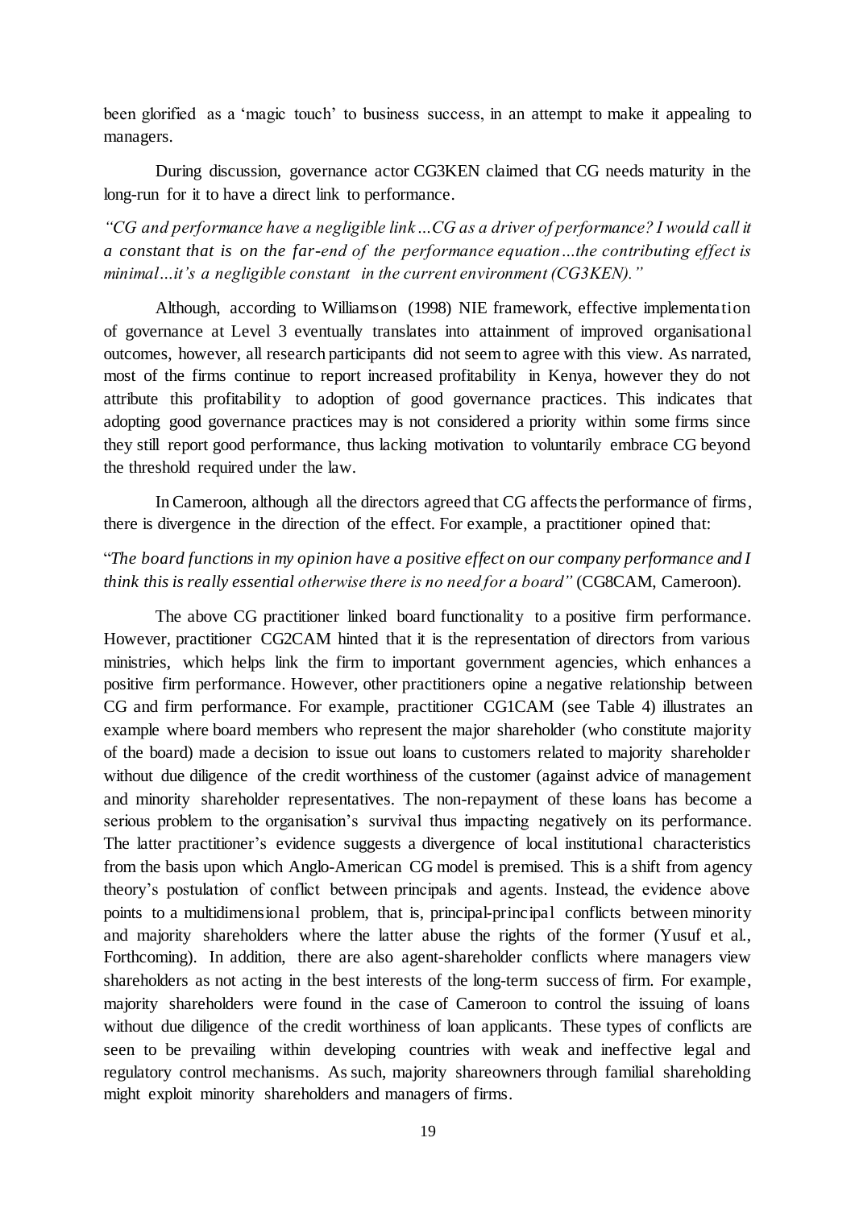been glorified as a 'magic touch' to business success, in an attempt to make it appealing to managers.

During discussion, governance actor CG3KEN claimed that CG needs maturity in the long-run for it to have a direct link to performance.

*"CG and performance have a negligible link…CG as a driver of performance? I would call it a constant that is on the far-end of the performance equation…the contributing effect is minimal…it's a negligible constant in the current environment (CG3KEN)."*

Although, according to Williamson (1998) NIE framework, effective implementation of governance at Level 3 eventually translates into attainment of improved organisational outcomes, however, all research participants did not seem to agree with this view. As narrated, most of the firms continue to report increased profitability in Kenya, however they do not attribute this profitability to adoption of good governance practices. This indicates that adopting good governance practices may is not considered a priority within some firms since they still report good performance, thus lacking motivation to voluntarily embrace CG beyond the threshold required under the law.

In Cameroon, although all the directors agreed that CG affects the performance of firms, there is divergence in the direction of the effect. For example, a practitioner opined that:

"*The board functions in my opinion have a positive effect on our company performance and I think this is really essential otherwise there is no need for a board"* (CG8CAM, Cameroon).

The above CG practitioner linked board functionality to a positive firm performance. However, practitioner CG2CAM hinted that it is the representation of directors from various ministries, which helps link the firm to important government agencies, which enhances a positive firm performance. However, other practitioners opine a negative relationship between CG and firm performance. For example, practitioner CG1CAM (see Table 4) illustrates an example where board members who represent the major shareholder (who constitute majority of the board) made a decision to issue out loans to customers related to majority shareholder without due diligence of the credit worthiness of the customer (against advice of management and minority shareholder representatives. The non-repayment of these loans has become a serious problem to the organisation's survival thus impacting negatively on its performance. The latter practitioner's evidence suggests a divergence of local institutional characteristics from the basis upon which Anglo-American CG model is premised. This is a shift from agency theory's postulation of conflict between principals and agents. Instead, the evidence above points to a multidimensional problem, that is, principal-principal conflicts between minority and majority shareholders where the latter abuse the rights of the former (Yusuf et al., Forthcoming). In addition, there are also agent-shareholder conflicts where managers view shareholders as not acting in the best interests of the long-term success of firm. For example, majority shareholders were found in the case of Cameroon to control the issuing of loans without due diligence of the credit worthiness of loan applicants. These types of conflicts are seen to be prevailing within developing countries with weak and ineffective legal and regulatory control mechanisms. As such, majority shareowners through familial shareholding might exploit minority shareholders and managers of firms.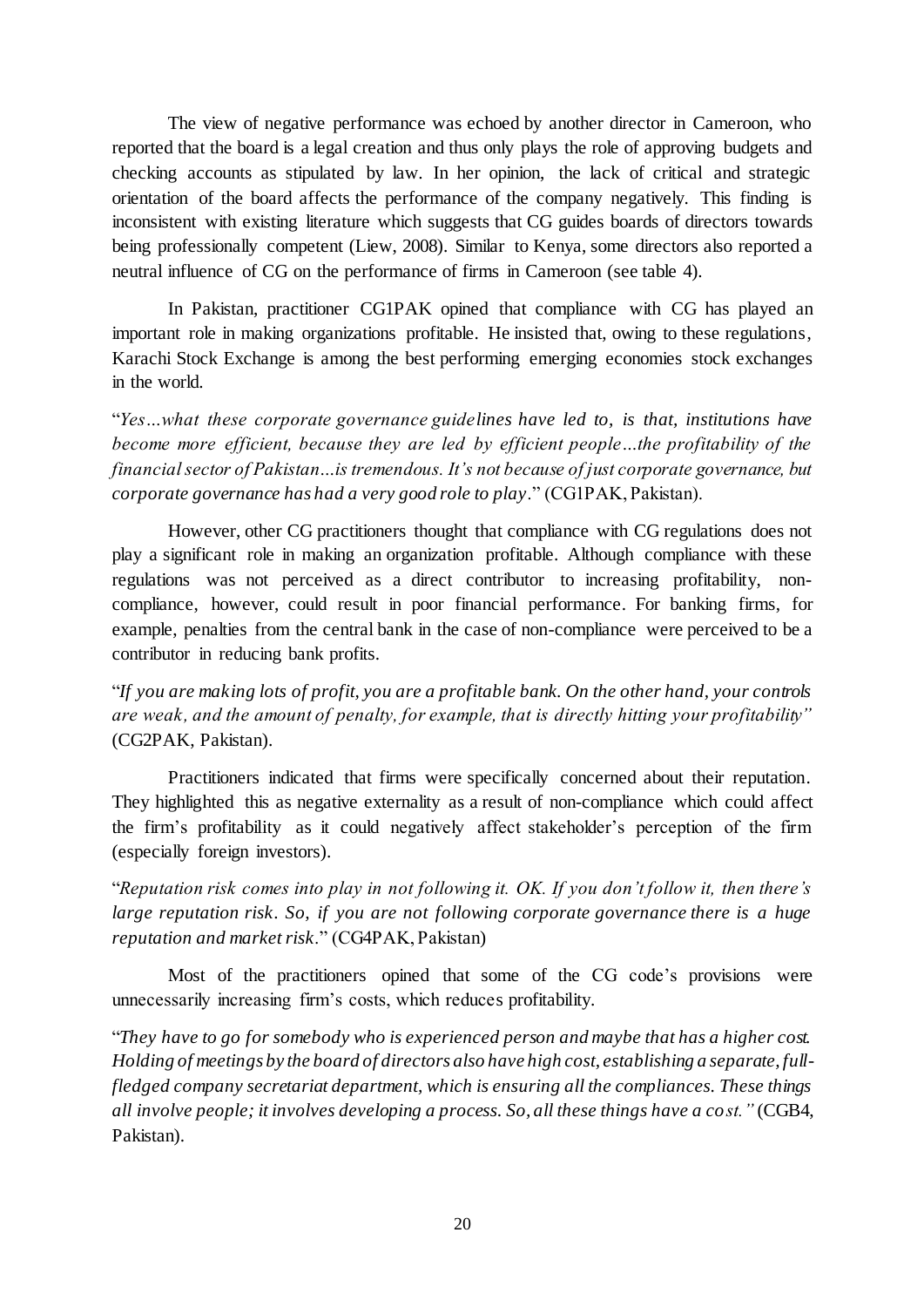The view of negative performance was echoed by another director in Cameroon, who reported that the board is a legal creation and thus only plays the role of approving budgets and checking accounts as stipulated by law. In her opinion, the lack of critical and strategic orientation of the board affects the performance of the company negatively. This finding is inconsistent with existing literature which suggests that CG guides boards of directors towards being professionally competent (Liew, 2008). Similar to Kenya, some directors also reported a neutral influence of CG on the performance of firms in Cameroon (see table 4).

In Pakistan, practitioner CG1PAK opined that compliance with CG has played an important role in making organizations profitable. He insisted that, owing to these regulations, Karachi Stock Exchange is among the best performing emerging economies stock exchanges in the world.

"*Yes…what these corporate governance guidelines have led to, is that, institutions have become more efficient, because they are led by efficient people…the profitability of the financial sector of Pakistan…is tremendous. It's not because of just corporate governance, but corporate governance has had a very good role to play*." (CG1PAK, Pakistan).

However, other CG practitioners thought that compliance with CG regulations does not play a significant role in making an organization profitable. Although compliance with these regulations was not perceived as a direct contributor to increasing profitability, non-compliance, however, could result in poor financial performance. For banking firms, for example, penalties from the central bank in the case of non-compliance were perceived to be a contributor in reducing bank profits.

"*If you are making lots of profit, you are a profitable bank. On the other hand, your controls are weak, and the amount of penalty, for example, that is directly hitting your profitability"* (CG2PAK, Pakistan).

Practitioners indicated that firms were specifically concerned about their reputation. They highlighted this as negative externality as a result of non-compliance which could affect the firm's profitability as it could negatively affect stakeholder's perception of the firm (especially foreign investors).

"*Reputation risk comes into play in not following it. OK. If you don't follow it, then there's large reputation risk. So, if you are not following corporate governance there is a huge reputation and market risk*." (CG4PAK, Pakistan)

Most of the practitioners opined that some of the CG code's provisions were unnecessarily increasing firm's costs, which reduces profitability.

"*They have to go for somebody who is experienced person and maybe that has a higher cost. Holding of meetings by the board of directors also have high cost, establishing a separate, full-fledged company secretariat department, which is ensuring all the compliances. These things all involve people; it involves developing a process. So, all these things have a cost."* (CGB4, Pakistan).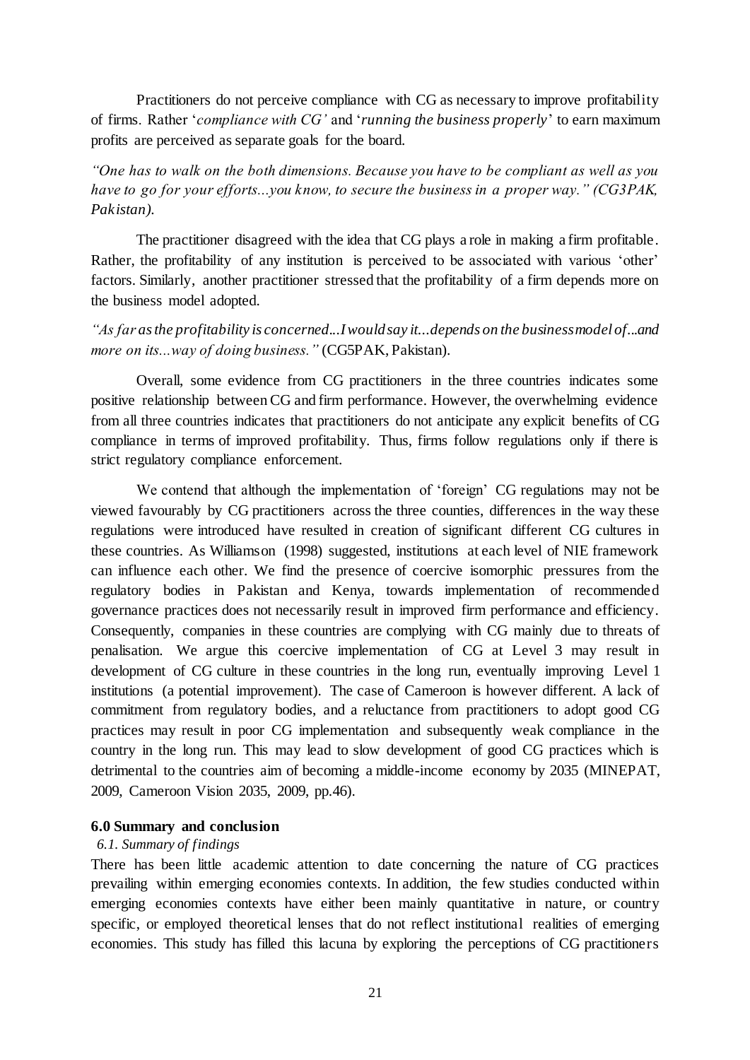Practitioners do not perceive compliance with CG as necessary to improve profitability of firms. Rather '*compliance with CG'* and '*running the business properly*' to earn maximum profits are perceived as separate goals for the board.

*"One has to walk on the both dimensions. Because you have to be compliant as well as you have to go for your efforts...you know, to secure the business in a proper way." (CG3PAK, Pakistan).*

The practitioner disagreed with the idea that CG plays a role in making a firm profitable. Rather, the profitability of any institution is perceived to be associated with various 'other' factors. Similarly, another practitioner stressed that the profitability of a firm depends more on the business model adopted.

*"As far as the profitability is concerned...I would say it...depends on the business model of...and more on its...way of doing business."* (CG5PAK, Pakistan).

Overall, some evidence from CG practitioners in the three countries indicates some positive relationship between CG and firm performance. However, the overwhelming evidence from all three countries indicates that practitioners do not anticipate any explicit benefits of CG compliance in terms of improved profitability. Thus, firms follow regulations only if there is strict regulatory compliance enforcement.

We contend that although the implementation of 'foreign' CG regulations may not be viewed favourably by CG practitioners across the three counties, differences in the way these regulations were introduced have resulted in creation of significant different CG cultures in these countries. As Williamson (1998) suggested, institutions at each level of NIE framework can influence each other. We find the presence of coercive isomorphic pressures from the regulatory bodies in Pakistan and Kenya, towards implementation of recommended governance practices does not necessarily result in improved firm performance and efficiency. Consequently, companies in these countries are complying with CG mainly due to threats of penalisation. We argue this coercive implementation of CG at Level 3 may result in development of CG culture in these countries in the long run, eventually improving Level 1 institutions (a potential improvement). The case of Cameroon is however different. A lack of commitment from regulatory bodies, and a reluctance from practitioners to adopt good CG practices may result in poor CG implementation and subsequently weak compliance in the country in the long run. This may lead to slow development of good CG practices which is detrimental to the countries aim of becoming a middle-income economy by 2035 (MINEPAT, 2009, Cameroon Vision 2035, 2009, pp.46).

## 6.0 Summary and conclusion

### *6.1. Summary of findings*

There has been little academic attention to date concerning the nature of CG practices prevailing within emerging economies contexts. In addition, the few studies conducted within emerging economies contexts have either been mainly quantitative in nature, or country specific, or employed theoretical lenses that do not reflect institutional realities of emerging economies. This study has filled this lacuna by exploring the perceptions of CG practitioners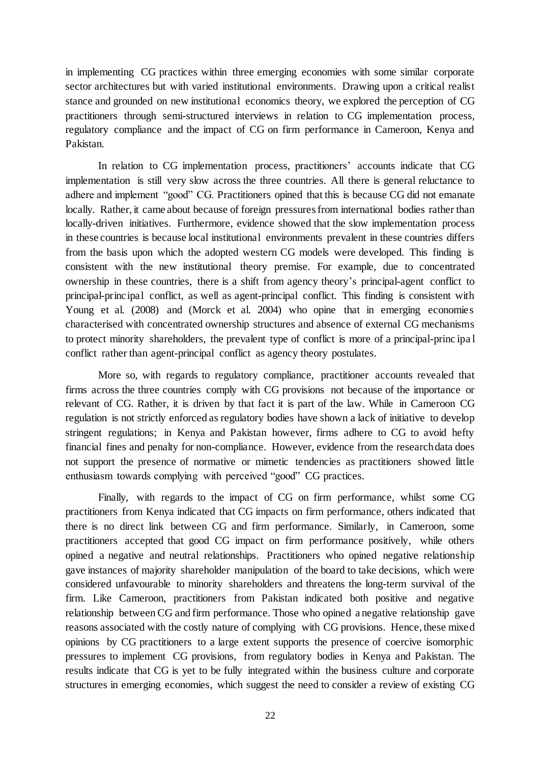in implementing CG practices within three emerging economies with some similar corporate sector architectures but with varied institutional environments. Drawing upon a critical realist stance and grounded on new institutional economics theory, we explored the perception of CG practitioners through semi-structured interviews in relation to CG implementation process, regulatory compliance and the impact of CG on firm performance in Cameroon, Kenya and Pakistan.

In relation to CG implementation process, practitioners' accounts indicate that CG implementation is still very slow across the three countries. All there is general reluctance to adhere and implement "good" CG. Practitioners opined that this is because CG did not emanate locally. Rather, it came about because of foreign pressures from international bodies rather than locally-driven initiatives. Furthermore, evidence showed that the slow implementation process in these countries is because local institutional environments prevalent in these countries differs from the basis upon which the adopted western CG models were developed. This finding is consistent with the new institutional theory premise. For example, due to concentrated ownership in these countries, there is a shift from agency theory's principal-agent conflict to principal-principal conflict, as well as agent-principal conflict. This finding is consistent with Young et al. (2008) and (Morck et al. 2004) who opine that in emerging economies characterised with concentrated ownership structures and absence of external CG mechanisms to protect minority shareholders, the prevalent type of conflict is more of a principal-principal conflict rather than agent-principal conflict as agency theory postulates.

More so, with regards to regulatory compliance, practitioner accounts revealed that firms across the three countries comply with CG provisions not because of the importance or relevant of CG. Rather, it is driven by that fact it is part of the law. While in Cameroon CG regulation is not strictly enforced as regulatory bodies have shown a lack of initiative to develop stringent regulations; in Kenya and Pakistan however, firms adhere to CG to avoid hefty financial fines and penalty for non-compliance. However, evidence from the research data does not support the presence of normative or mimetic tendencies as practitioners showed little enthusiasm towards complying with perceived "good" CG practices.

Finally, with regards to the impact of CG on firm performance, whilst some CG practitioners from Kenya indicated that CG impacts on firm performance, others indicated that there is no direct link between CG and firm performance. Similarly, in Cameroon, some practitioners accepted that good CG impact on firm performance positively, while others opined a negative and neutral relationships. Practitioners who opined negative relationship gave instances of majority shareholder manipulation of the board to take decisions, which were considered unfavourable to minority shareholders and threatens the long-term survival of the firm. Like Cameroon, practitioners from Pakistan indicated both positive and negative relationship between CG and firm performance. Those who opined a negative relationship gave reasons associated with the costly nature of complying with CG provisions. Hence, these mixed opinions by CG practitioners to a large extent supports the presence of coercive isomorphic pressures to implement CG provisions, from regulatory bodies in Kenya and Pakistan. The results indicate that CG is yet to be fully integrated within the business culture and corporate structures in emerging economies, which suggest the need to consider a review of existing CG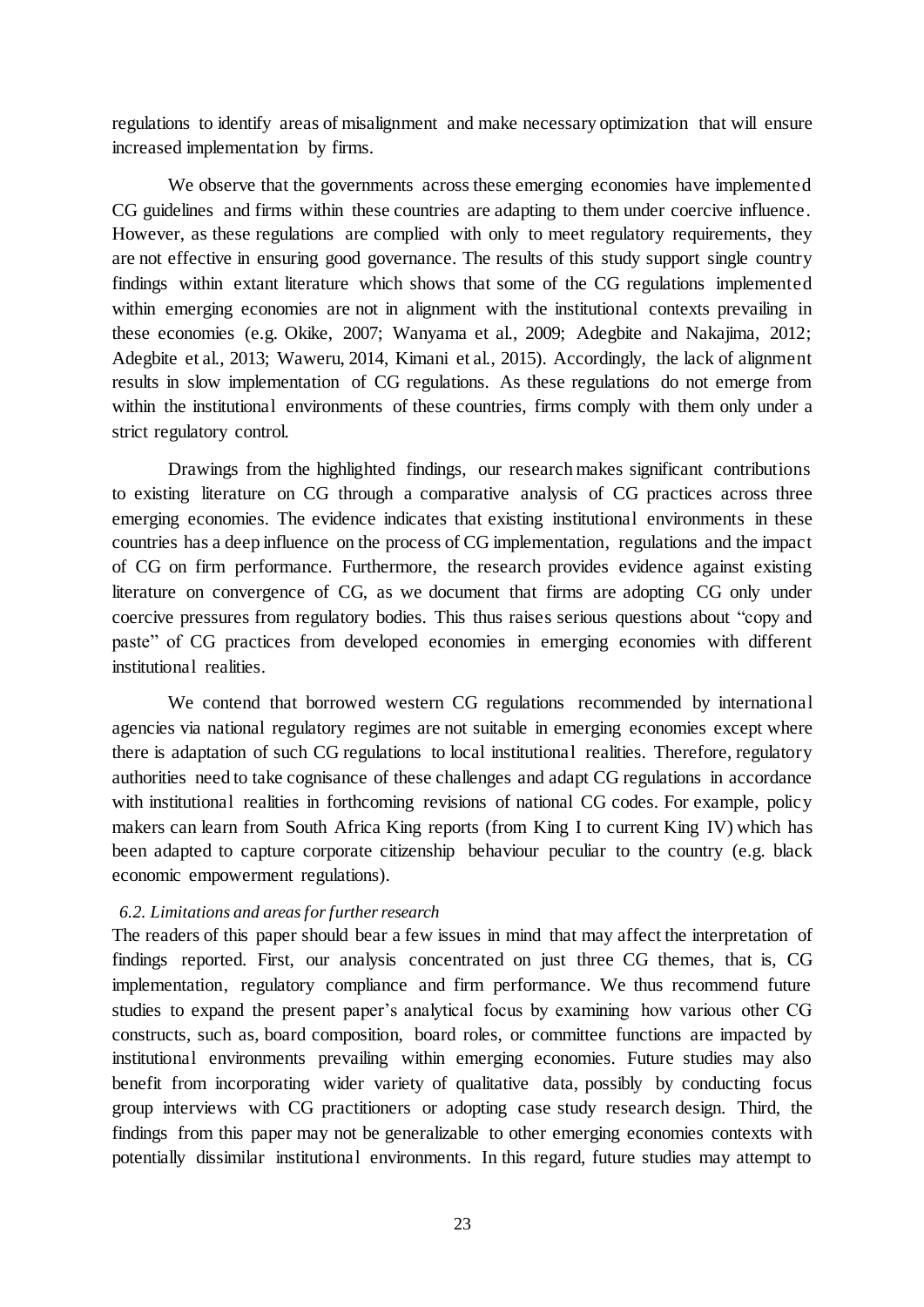regulations to identify areas of misalignment and make necessary optimization that will ensure increased implementation by firms.

We observe that the governments across these emerging economies have implemented CG guidelines and firms within these countries are adapting to them under coercive influence. However, as these regulations are complied with only to meet regulatory requirements, they are not effective in ensuring good governance. The results of this study support single country findings within extant literature which shows that some of the CG regulations implemented within emerging economies are not in alignment with the institutional contexts prevailing in these economies (e.g. Okike, 2007; Wanyama et al., 2009; Adegbite and Nakajima, 2012; Adegbite et al., 2013; Waweru, 2014, Kimani et al., 2015). Accordingly, the lack of alignment results in slow implementation of CG regulations. As these regulations do not emerge from within the institutional environments of these countries, firms comply with them only under a strict regulatory control.

Drawings from the highlighted findings, our research makes significant contributions to existing literature on CG through a comparative analysis of CG practices across three emerging economies. The evidence indicates that existing institutional environments in these countries has a deep influence on the process of CG implementation, regulations and the impact of CG on firm performance. Furthermore, the research provides evidence against existing literature on convergence of CG, as we document that firms are adopting CG only under coercive pressures from regulatory bodies. This thus raises serious questions about "copy and paste" of CG practices from developed economies in emerging economies with different institutional realities.

We contend that borrowed western CG regulations recommended by international agencies via national regulatory regimes are not suitable in emerging economies except where there is adaptation of such CG regulations to local institutional realities. Therefore, regulatory authorities need to take cognisance of these challenges and adapt CG regulations in accordance with institutional realities in forthcoming revisions of national CG codes. For example, policy makers can learn from South Africa King reports (from King I to current King IV) which has been adapted to capture corporate citizenship behaviour peculiar to the country (e.g. black economic empowerment regulations).

### *6.2. Limitations and areas for further research*

The readers of this paper should bear a few issues in mind that may affect the interpretation of findings reported. First, our analysis concentrated on just three CG themes, that is, CG implementation, regulatory compliance and firm performance. We thus recommend future studies to expand the present paper's analytical focus by examining how various other CG constructs, such as, board composition, board roles, or committee functions are impacted by institutional environments prevailing within emerging economies. Future studies may also benefit from incorporating wider variety of qualitative data, possibly by conducting focus group interviews with CG practitioners or adopting case study research design. Third, the findings from this paper may not be generalizable to other emerging economies contexts with potentially dissimilar institutional environments. In this regard, future studies may attempt to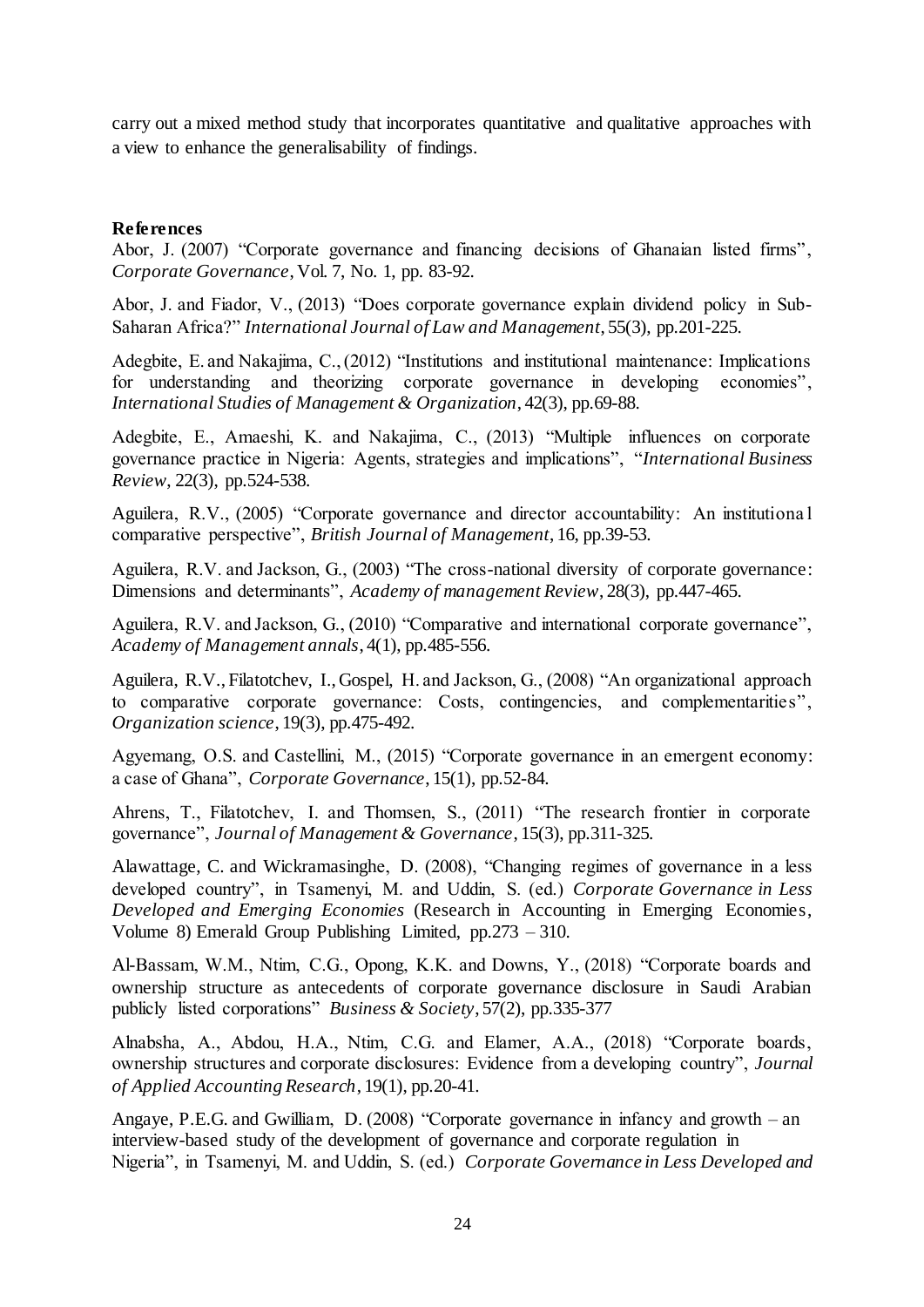carry out a mixed method study that incorporates quantitative and qualitative approaches with a view to enhance the generalisability of findings.

**References**

Abor, J. (2007) "Corporate governance and financing decisions of Ghanaian listed firms", *Corporate Governance*, Vol. 7, No. 1, pp. 83-92.

Abor, J. and Fiador, V., (2013) "Does corporate governance explain dividend policy in Sub-Saharan Africa?" *International Journal of Law and Management*, 55(3), pp.201-225.

Adegbite, E. and Nakajima, C., (2012) "Institutions and institutional maintenance: Implications for understanding and theorizing corporate governance in developing economies", *International Studies of Management & Organization*, 42(3), pp.69-88.

Adegbite, E., Amaeshi, K. and Nakajima, C., (2013) "Multiple influences on corporate governance practice in Nigeria: Agents, strategies and implications", "*International Business Review*, 22(3), pp.524-538.

Aguilera, R.V., (2005) "Corporate governance and director accountability: An institutional comparative perspective", *British Journal of Management*, 16, pp.39-53.

Aguilera, R.V. and Jackson, G., (2003) "The cross-national diversity of corporate governance: Dimensions and determinants", *Academy of management Review*, 28(3), pp.447-465.

Aguilera, R.V. and Jackson, G., (2010) "Comparative and international corporate governance", *Academy of Management annals*, 4(1), pp.485-556.

Aguilera, R.V., Filatotchev, I., Gospel, H. and Jackson, G., (2008) "An organizational approach to comparative corporate governance: Costs, contingencies, and complementarities", *Organization science*, 19(3), pp.475-492.

Agyemang, O.S. and Castellini, M., (2015) "Corporate governance in an emergent economy: a case of Ghana", *Corporate Governance*, 15(1), pp.52-84.

Ahrens, T., Filatotchev, I. and Thomsen, S., (2011) "The research frontier in corporate governance", *Journal of Management & Governance*, 15(3), pp.311-325.

Alawattage, C. and Wickramasinghe, D. (2008), "Changing regimes of governance in a less developed country", in Tsamenyi, M. and Uddin, S. (ed.) *Corporate Governance in Less Developed and Emerging Economies* (Research in Accounting in Emerging Economies, Volume 8) Emerald Group Publishing Limited, pp.273 – 310.

Al-Bassam, W.M., Ntim, C.G., Opong, K.K. and Downs, Y., (2018) "Corporate boards and ownership structure as antecedents of corporate governance disclosure in Saudi Arabian publicly listed corporations" *Business & Society*, 57(2), pp.335-377

Alnabsha, A., Abdou, H.A., Ntim, C.G. and Elamer, A.A., (2018) "Corporate boards, ownership structures and corporate disclosures: Evidence from a developing country", *Journal of Applied Accounting Research*, 19(1), pp.20-41.

Angaye, P.E.G. and Gwilliam, D. (2008) "Corporate governance in infancy and growth – an interview-based study of the development of governance and corporate regulation in Nigeria", in Tsamenyi, M. and Uddin, S. (ed.) *Corporate Governance in Less Developed and*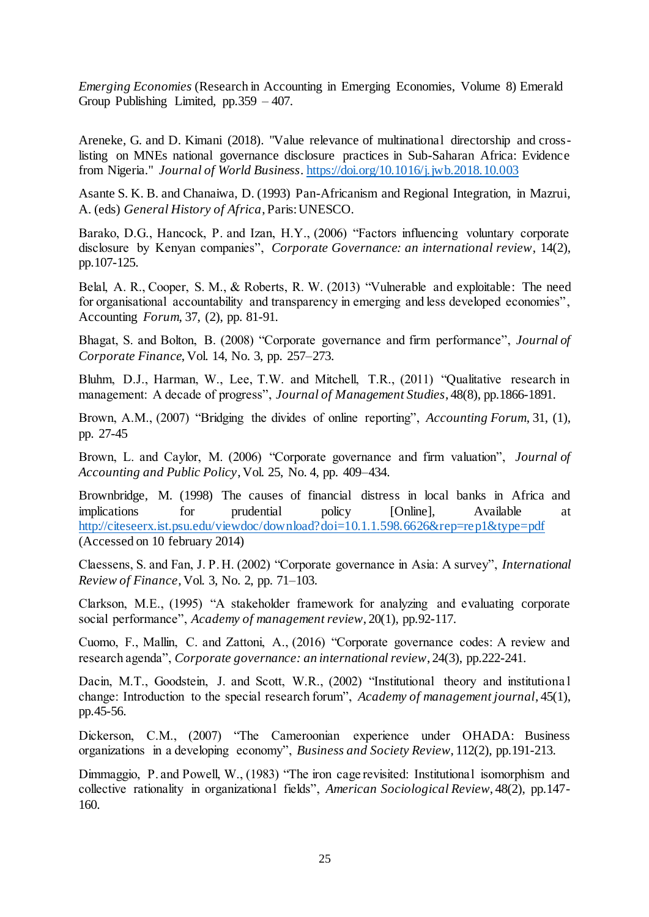*Emerging Economies* (Research in Accounting in Emerging Economies, Volume 8) Emerald Group Publishing Limited, pp.359 – 407.

Areneke, G. and D. Kimani (2018). "Value relevance of multinational directorship and cross-listing on MNEs national governance disclosure practices in Sub-Saharan Africa: Evidence from Nigeria." *Journal of World Business*. https://doi.org/10.1016/j.jwb.2018.10.003

Asante S. K. B. and Chanaiwa, D. (1993) Pan-Africanism and Regional Integration, in Mazrui, A. (eds) *General History of Africa*, Paris: UNESCO.

Barako, D.G., Hancock, P. and Izan, H.Y., (2006) "Factors influencing voluntary corporate disclosure by Kenyan companies", *Corporate Governance: an international review*, 14(2), pp.107-125.

Belal, A. R., Cooper, S. M., & Roberts, R. W. (2013) "Vulnerable and exploitable: The need for organisational accountability and transparency in emerging and less developed economies", Accounting *Forum*, 37, (2), pp. 81-91.

Bhagat, S. and Bolton, B. (2008) "Corporate governance and firm performance", *Journal of Corporate Finance*, Vol. 14, No. 3, pp. 257–273.

Bluhm, D.J., Harman, W., Lee, T.W. and Mitchell, T.R., (2011) "Qualitative research in management: A decade of progress", *Journal of Management Studies*, 48(8), pp.1866-1891.

Brown, A.M., (2007) "Bridging the divides of online reporting", *Accounting Forum*, 31, (1), pp. 27-45

Brown, L. and Caylor, M. (2006) "Corporate governance and firm valuation", *Journal of Accounting and Public Policy*, Vol. 25, No. 4, pp. 409–434.

Brownbridge, M. (1998) The causes of financial distress in local banks in Africa and implications for prudential policy [Online], Available at http://citeseerx.ist.psu.edu/viewdoc/download?doi=10.1.1.598.6626&rep=rep1&type=pdf (Accessed on 10 february 2014)

Claessens, S. and Fan, J. P. H. (2002) "Corporate governance in Asia: A survey", *International Review of Finance*, Vol. 3, No. 2, pp. 71–103.

Clarkson, M.E., (1995) "A stakeholder framework for analyzing and evaluating corporate social performance", *Academy of management review*, 20(1), pp.92-117.

Cuomo, F., Mallin, C. and Zattoni, A., (2016) "Corporate governance codes: A review and research agenda", *Corporate governance: an international review*, 24(3), pp.222-241.

Dacin, M.T., Goodstein, J. and Scott, W.R., (2002) "Institutional theory and institutional change: Introduction to the special research forum", *Academy of management journal*, 45(1), pp.45-56.

Dickerson, C.M., (2007) "The Cameroonian experience under OHADA: Business organizations in a developing economy", *Business and Society Review*, 112(2), pp.191-213.

Dimmaggio, P. and Powell, W., (1983) "The iron cage revisited: Institutional isomorphism and collective rationality in organizational fields", *American Sociological Review*, 48(2), pp.147-160.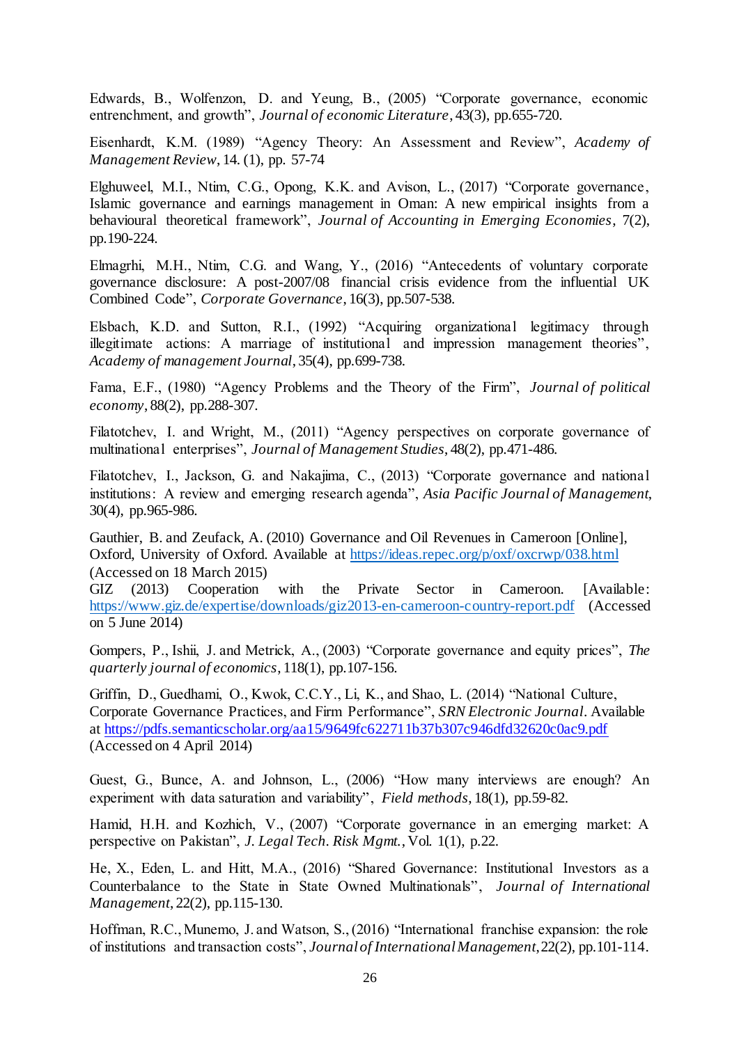Edwards, B., Wolfenzon, D. and Yeung, B., (2005) "Corporate governance, economic entrenchment, and growth", *Journal of economic Literature*, 43(3), pp.655-720.

Eisenhardt, K.M. (1989) "Agency Theory: An Assessment and Review", *Academy of Management Review*, 14. (1), pp. 57-74

Elghuweel, M.I., Ntim, C.G., Opong, K.K. and Avison, L., (2017) "Corporate governance, Islamic governance and earnings management in Oman: A new empirical insights from a behavioural theoretical framework", *Journal of Accounting in Emerging Economies*, 7(2), pp.190-224.

Elmagrhi, M.H., Ntim, C.G. and Wang, Y., (2016) "Antecedents of voluntary corporate governance disclosure: A post-2007/08 financial crisis evidence from the influential UK Combined Code", *Corporate Governance*, 16(3), pp.507-538.

Elsbach, K.D. and Sutton, R.I., (1992) "Acquiring organizational legitimacy through illegitimate actions: A marriage of institutional and impression management theories", *Academy of management Journal*, 35(4), pp.699-738.

Fama, E.F., (1980) "Agency Problems and the Theory of the Firm", *Journal of political economy*, 88(2), pp.288-307.

Filatotchev, I. and Wright, M., (2011) "Agency perspectives on corporate governance of multinational enterprises", *Journal of Management Studies*, 48(2), pp.471-486.

Filatotchev, I., Jackson, G. and Nakajima, C., (2013) "Corporate governance and national institutions: A review and emerging research agenda", *Asia Pacific Journal of Management*, 30(4), pp.965-986.

Gauthier, B. and Zeufack, A. (2010) Governance and Oil Revenues in Cameroon [Online], Oxford, University of Oxford. Available at https://ideas.repec.org/p/oxf/oxcrwp/038.html (Accessed on 18 March 2015)
GIZ (2013) Cooperation with the Private Sector in Cameroon. [Available: https://www.giz.de/expertise/downloads/giz2013-en-cameroon-country-report.pdf (Accessed on 5 June 2014)

Gompers, P., Ishii, J. and Metrick, A., (2003) "Corporate governance and equity prices", *The quarterly journal of economics*, 118(1), pp.107-156.

Griffin, D., Guedhami, O., Kwok, C.C.Y., Li, K., and Shao, L. (2014) "National Culture, Corporate Governance Practices, and Firm Performance", *SRN Electronic Journal*. Available at https://pdfs.semanticscholar.org/aa15/9649fc622711b37b307c946dfd32620c0ac9.pdf (Accessed on 4 April 2014)

Guest, G., Bunce, A. and Johnson, L., (2006) "How many interviews are enough? An experiment with data saturation and variability", *Field methods*, 18(1), pp.59-82.

Hamid, H.H. and Kozhich, V., (2007) "Corporate governance in an emerging market: A perspective on Pakistan", *J. Legal Tech. Risk Mgmt.*, Vol. 1(1), p.22.

He, X., Eden, L. and Hitt, M.A., (2016) "Shared Governance: Institutional Investors as a Counterbalance to the State in State Owned Multinationals", *Journal of International Management*, 22(2), pp.115-130.

Hoffman, R.C., Munemo, J. and Watson, S., (2016) "International franchise expansion: the role of institutions and transaction costs", *Journal of International Management*, 22(2), pp.101-114.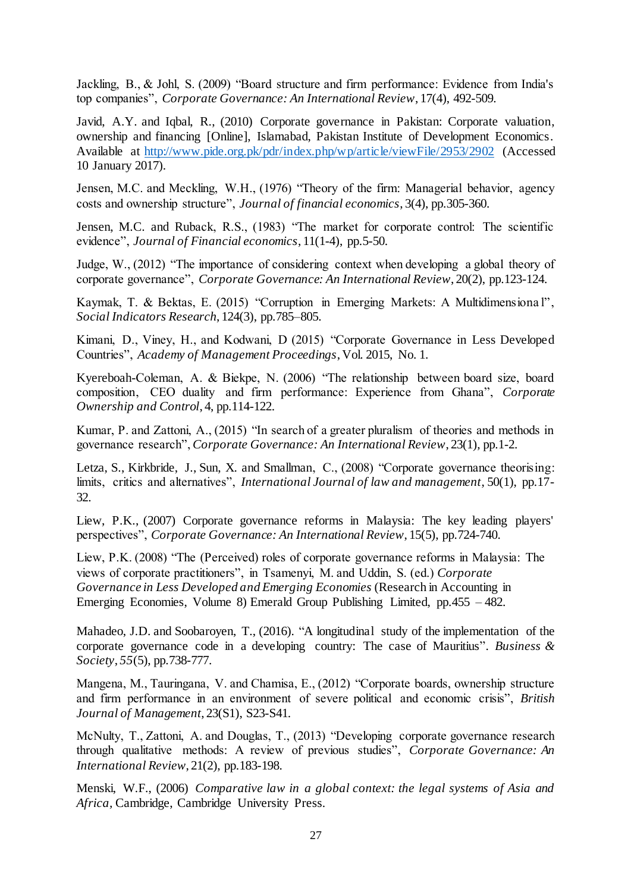Jackling, B., & Johl, S. (2009) "Board structure and firm performance: Evidence from India's top companies", *Corporate Governance: An International Review*, 17(4), 492-509.

Javid, A.Y. and Iqbal, R., (2010) Corporate governance in Pakistan: Corporate valuation, ownership and financing [Online], Islamabad, Pakistan Institute of Development Economics. Available at http://www.pide.org.pk/pdr/index.php/wp/article/viewFile/2953/2902 (Accessed 10 January 2017).

Jensen, M.C. and Meckling, W.H., (1976) "Theory of the firm: Managerial behavior, agency costs and ownership structure", *Journal of financial economics*, 3(4), pp.305-360.

Jensen, M.C. and Ruback, R.S., (1983) "The market for corporate control: The scientific evidence", *Journal of Financial economics*, 11(1-4), pp.5-50.

Judge, W., (2012) "The importance of considering context when developing a global theory of corporate governance", *Corporate Governance: An International Review*, 20(2), pp.123-124.

Kaymak, T. & Bektas, E. (2015) "Corruption in Emerging Markets: A Multidimensional", *Social Indicators Research*, 124(3), pp.785–805.

Kimani, D., Viney, H., and Kodwani, D (2015) "Corporate Governance in Less Developed Countries", *Academy of Management Proceedings*, Vol. 2015, No. 1.

Kyereboah-Coleman, A. & Biekpe, N. (2006) "The relationship between board size, board composition, CEO duality and firm performance: Experience from Ghana", *Corporate Ownership and Control*, 4, pp.114-122.

Kumar, P. and Zattoni, A., (2015) "In search of a greater pluralism of theories and methods in governance research", *Corporate Governance: An International Review*, 23(1), pp.1-2.

Letza, S., Kirkbride, J., Sun, X. and Smallman, C., (2008) "Corporate governance theorising: limits, critics and alternatives", *International Journal of law and management*, 50(1), pp.17-32.

Liew, P.K., (2007) Corporate governance reforms in Malaysia: The key leading players' perspectives", *Corporate Governance: An International Review*, 15(5), pp.724-740.

Liew, P.K. (2008) "The (Perceived) roles of corporate governance reforms in Malaysia: The views of corporate practitioners", in Tsamenyi, M. and Uddin, S. (ed.) *Corporate Governance in Less Developed and Emerging Economies* (Research in Accounting in Emerging Economies, Volume 8) Emerald Group Publishing Limited, pp.455 – 482.

Mahadeo, J.D. and Soobaroyen, T., (2016). "A longitudinal study of the implementation of the corporate governance code in a developing country: The case of Mauritius". *Business & Society*, *55*(5), pp.738-777.

Mangena, M., Tauringana, V. and Chamisa, E., (2012) "Corporate boards, ownership structure and firm performance in an environment of severe political and economic crisis", *British Journal of Management*, 23(S1), S23-S41.

McNulty, T., Zattoni, A. and Douglas, T., (2013) "Developing corporate governance research through qualitative methods: A review of previous studies", *Corporate Governance: An International Review*, 21(2), pp.183-198.

Menski, W.F., (2006) *Comparative law in a global context: the legal systems of Asia and Africa*, Cambridge, Cambridge University Press.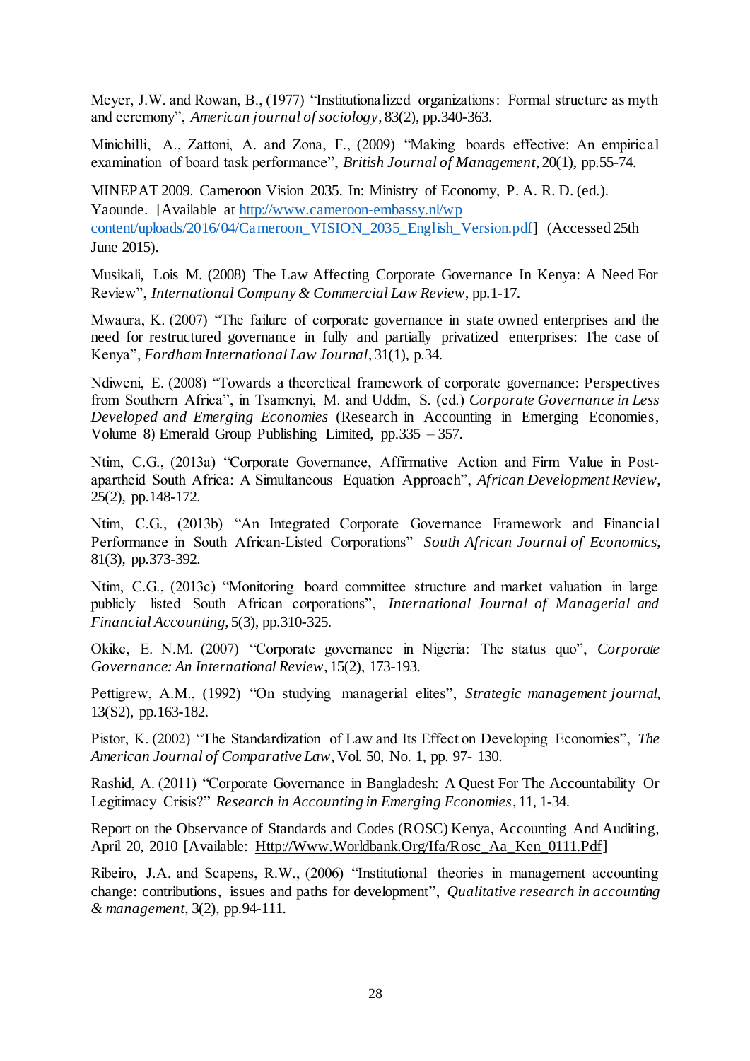Meyer, J.W. and Rowan, B., (1977) "Institutionalized organizations: Formal structure as myth and ceremony", *American journal of sociology*, 83(2), pp.340-363.

Minichilli, A., Zattoni, A. and Zona, F., (2009) "Making boards effective: An empirical examination of board task performance", *British Journal of Management*, 20(1), pp.55-74.

MINEPAT 2009. Cameroon Vision 2035. In: Ministry of Economy, P. A. R. D. (ed.). Yaounde. [Available at http://www.cameroon-embassy.nl/wp content/uploads/2016/04/Cameroon_VISION_2035_English_Version.pdf] (Accessed 25th June 2015).

Musikali, Lois M. (2008) The Law Affecting Corporate Governance In Kenya: A Need For Review", *International Company & Commercial Law Review*, pp.1-17.

Mwaura, K. (2007) "The failure of corporate governance in state owned enterprises and the need for restructured governance in fully and partially privatized enterprises: The case of Kenya", *Fordham International Law Journal*, 31(1), p.34.

Ndiweni, E. (2008) "Towards a theoretical framework of corporate governance: Perspectives from Southern Africa", in Tsamenyi, M. and Uddin, S. (ed.) *Corporate Governance in Less Developed and Emerging Economies* (Research in Accounting in Emerging Economies, Volume 8) Emerald Group Publishing Limited, pp.335 – 357.

Ntim, C.G., (2013a) "Corporate Governance, Affirmative Action and Firm Value in Post-apartheid South Africa: A Simultaneous Equation Approach", *African Development Review*, 25(2), pp.148-172.

Ntim, C.G., (2013b) "An Integrated Corporate Governance Framework and Financial Performance in South African-Listed Corporations" *South African Journal of Economics*, 81(3), pp.373-392.

Ntim, C.G., (2013c) "Monitoring board committee structure and market valuation in large publicly listed South African corporations", *International Journal of Managerial and Financial Accounting*, 5(3), pp.310-325.

Okike, E. N.M. (2007) "Corporate governance in Nigeria: The status quo", *Corporate Governance: An International Review*, 15(2), 173-193.

Pettigrew, A.M., (1992) "On studying managerial elites", *Strategic management journal*, 13(S2), pp.163-182.

Pistor, K. (2002) "The Standardization of Law and Its Effect on Developing Economies", *The American Journal of Comparative Law*, Vol. 50, No. 1, pp. 97- 130.

Rashid, A. (2011) "Corporate Governance in Bangladesh: A Quest For The Accountability Or Legitimacy Crisis?" *Research in Accounting in Emerging Economies*, 11, 1-34.

Report on the Observance of Standards and Codes (ROSC) Kenya, Accounting And Auditing, April 20, 2010 [Available: Http://Www.Worldbank.Org/Ifa/Rosc_Aa_Ken_0111.Pdf]

Ribeiro, J.A. and Scapens, R.W., (2006) "Institutional theories in management accounting change: contributions, issues and paths for development", *Qualitative research in accounting & management*, 3(2), pp.94-111.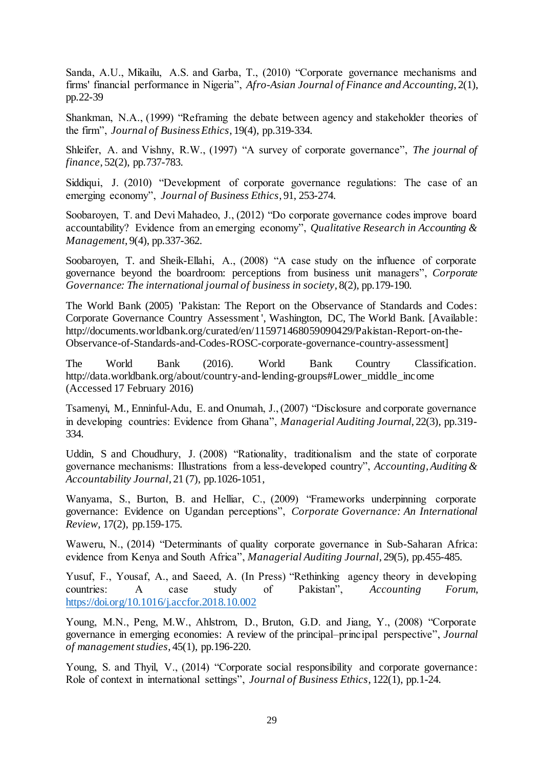Sanda, A.U., Mikailu, A.S. and Garba, T., (2010) “Corporate governance mechanisms and firms' financial performance in Nigeria”, *Afro-Asian Journal of Finance and Accounting*, 2(1), pp.22-39

Shankman, N.A., (1999) “Reframing the debate between agency and stakeholder theories of the firm”, *Journal of Business Ethics*, 19(4), pp.319-334.

Shleifer, A. and Vishny, R.W., (1997) “A survey of corporate governance”, *The journal of finance*, 52(2), pp.737-783.

Siddiqui, J. (2010) “Development of corporate governance regulations: The case of an emerging economy”, *Journal of Business Ethics*, 91, 253-274.

Soobaroyen, T. and Devi Mahadeo, J., (2012) “Do corporate governance codes improve board accountability? Evidence from an emerging economy”, *Qualitative Research in Accounting & Management*, 9(4), pp.337-362.

Soobaroyen, T. and Sheik-Ellahi, A., (2008) “A case study on the influence of corporate governance beyond the boardroom: perceptions from business unit managers”, *Corporate Governance: The international journal of business in society*, 8(2), pp.179-190.

The World Bank (2005) 'Pakistan: The Report on the Observance of Standards and Codes: Corporate Governance Country Assessment', Washington, DC, The World Bank. [Available: http://documents.worldbank.org/curated/en/115971468059090429/Pakistan-Report-on-the-Observance-of-Standards-and-Codes-ROSC-corporate-governance-country-assessment]

The World Bank (2016). World Bank Country Classification. http://data.worldbank.org/about/country-and-lending-groups#Lower_middle_income (Accessed 17 February 2016)

Tsamenyi, M., Enninful-Adu, E. and Onumah, J., (2007) “Disclosure and corporate governance in developing countries: Evidence from Ghana”, *Managerial Auditing Journal*, 22(3), pp.319-334.

Uddin, S and Choudhury, J. (2008) “Rationality, traditionalism and the state of corporate governance mechanisms: Illustrations from a less-developed country”, *Accounting, Auditing & Accountability Journal*, 21 (7), pp.1026-1051,

Wanyama, S., Burton, B. and Helliar, C., (2009) “Frameworks underpinning corporate governance: Evidence on Ugandan perceptions”, *Corporate Governance: An International Review*, 17(2), pp.159-175.

Waweru, N., (2014) “Determinants of quality corporate governance in Sub-Saharan Africa: evidence from Kenya and South Africa”, *Managerial Auditing Journal*, 29(5), pp.455-485.

Yusuf, F., Yousaf, A., and Saeed, A. (In Press) “Rethinking agency theory in developing countries: A case study of Pakistan”, *Accounting Forum*, https://doi.org/10.1016/j.accfor.2018.10.002

Young, M.N., Peng, M.W., Ahlstrom, D., Bruton, G.D. and Jiang, Y., (2008) “Corporate governance in emerging economies: A review of the principal–principal perspective”, *Journal of management studies*, 45(1), pp.196-220.

Young, S. and Thyil, V., (2014) “Corporate social responsibility and corporate governance: Role of context in international settings”, *Journal of Business Ethics*, 122(1), pp.1-24.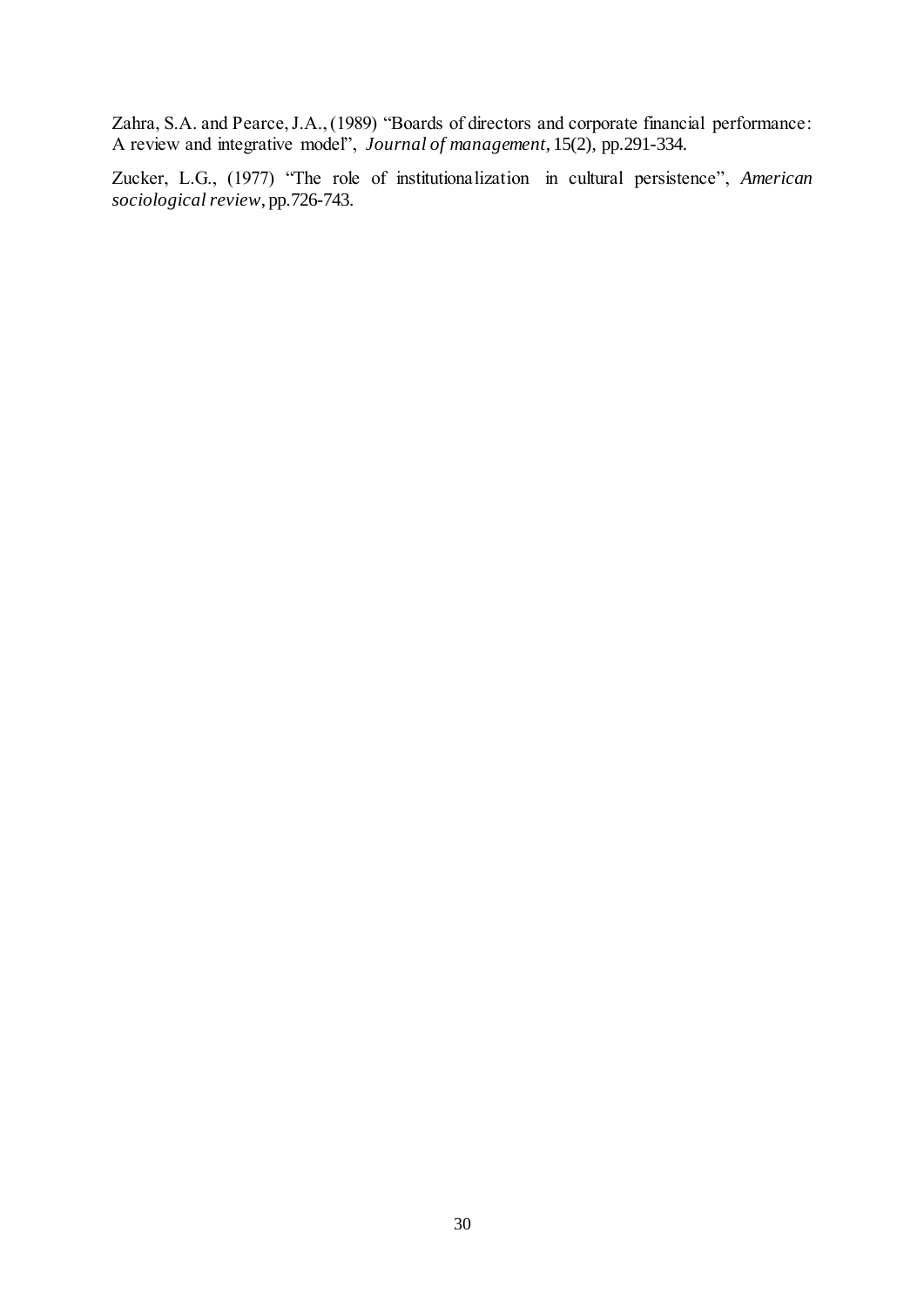Zahra, S.A. and Pearce, J.A., (1989) "Boards of directors and corporate financial performance: A review and integrative model", *Journal of management*, 15(2), pp.291-334.

Zucker, L.G., (1977) "The role of institutionalization in cultural persistence", *American sociological review*, pp.726-743.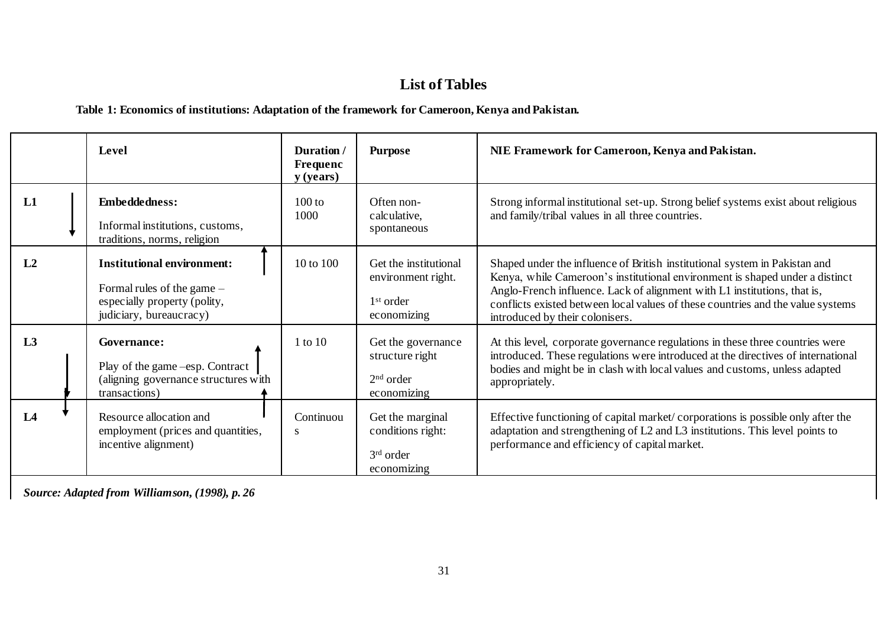## List of Tables

**Table 1: Economics of institutions: Adaptation of the framework for Cameroon, Kenya and Pakistan.**

| | Level | Duration / Frequency (years) | Purpose | NIE Framework for Cameroon, Kenya and Pakistan. |
|---|---|---|---|---|
| **L1** | **Embeddedness:** Informal institutions, customs, traditions, norms, religion | 100 to 1000 | Often non-calculative, spontaneous | Strong informal institutional set-up. Strong belief systems exist about religious and family/tribal values in all three countries. |
| **L2** | **Institutional environment:** Formal rules of the game – especially property (polity, judiciary, bureaucracy) | 10 to 100 | Get the institutional environment right. 1st order economizing | Shaped under the influence of British institutional system in Pakistan and Kenya, while Cameroon's institutional environment is shaped under a distinct Anglo-French influence. Lack of alignment with L1 institutions, that is, conflicts existed between local values of these countries and the value systems introduced by their colonisers. |
| **L3** | **Governance:** Play of the game –esp. Contract (aligning governance structures with transactions) | 1 to 10 | Get the governance structure right 2nd order economizing | At this level, corporate governance regulations in these three countries were introduced. These regulations were introduced at the directives of international bodies and might be in clash with local values and customs, unless adapted appropriately. |
| **L4** | Resource allocation and employment (prices and quantities, incentive alignment) | Continuous | Get the marginal conditions right: 3rd order economizing | Effective functioning of capital market/ corporations is possible only after the adaptation and strengthening of L2 and L3 institutions. This level points to performance and efficiency of capital market. |

***Source: Adapted from Williamson, (1998), p. 26***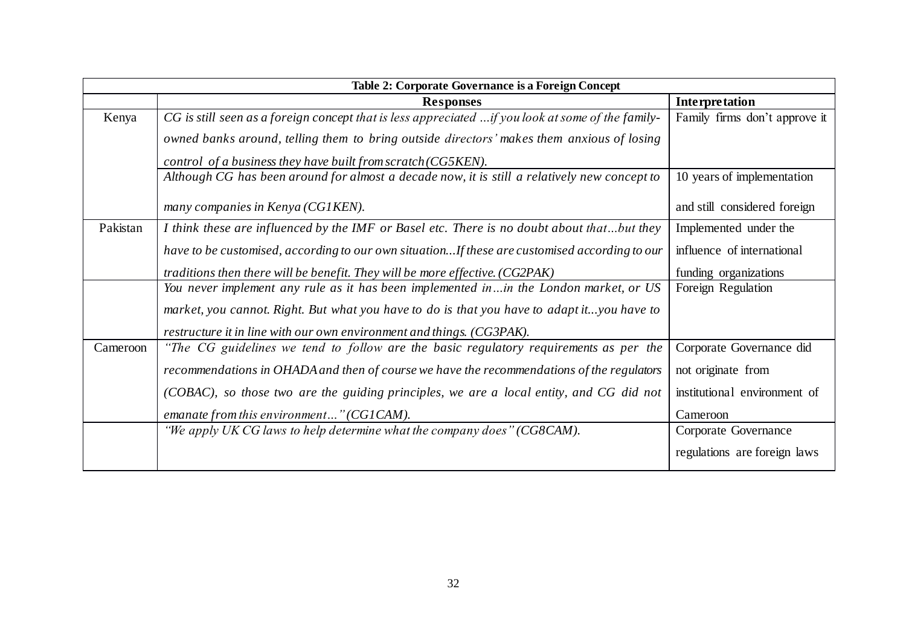**Table 2: Corporate Governance is a Foreign Concept**

| | Responses | Interpretation |
|---|---|---|
| Kenya | *CG is still seen as a foreign concept that is less appreciated …if you look at some of the family-owned banks around, telling them to bring outside directors' makes them anxious of losing control of a business they have built from scratch (CG5KEN).* | Family firms don't approve it |
| | *Although CG has been around for almost a decade now, it is still a relatively new concept to many companies in Kenya (CG1KEN).* | 10 years of implementation and still considered foreign |
| Pakistan | *I think these are influenced by the IMF or Basel etc. There is no doubt about that…but they have to be customised, according to our own situation...If these are customised according to our traditions then there will be benefit. They will be more effective. (CG2PAK)* | Implemented under the influence of international funding organizations |
| | *You never implement any rule as it has been implemented in…in the London market, or US market, you cannot. Right. But what you have to do is that you have to adapt it...you have to restructure it in line with our own environment and things. (CG3PAK).* | Foreign Regulation |
| Cameroon | *"The CG guidelines we tend to follow are the basic regulatory requirements as per the recommendations in OHADA and then of course we have the recommendations of the regulators (COBAC), so those two are the guiding principles, we are a local entity, and CG did not emanate from this environment…" (CG1CAM).* | Corporate Governance did not originate from institutional environment of Cameroon |
| | *"We apply UK CG laws to help determine what the company does" (CG8CAM).* | Corporate Governance regulations are foreign laws |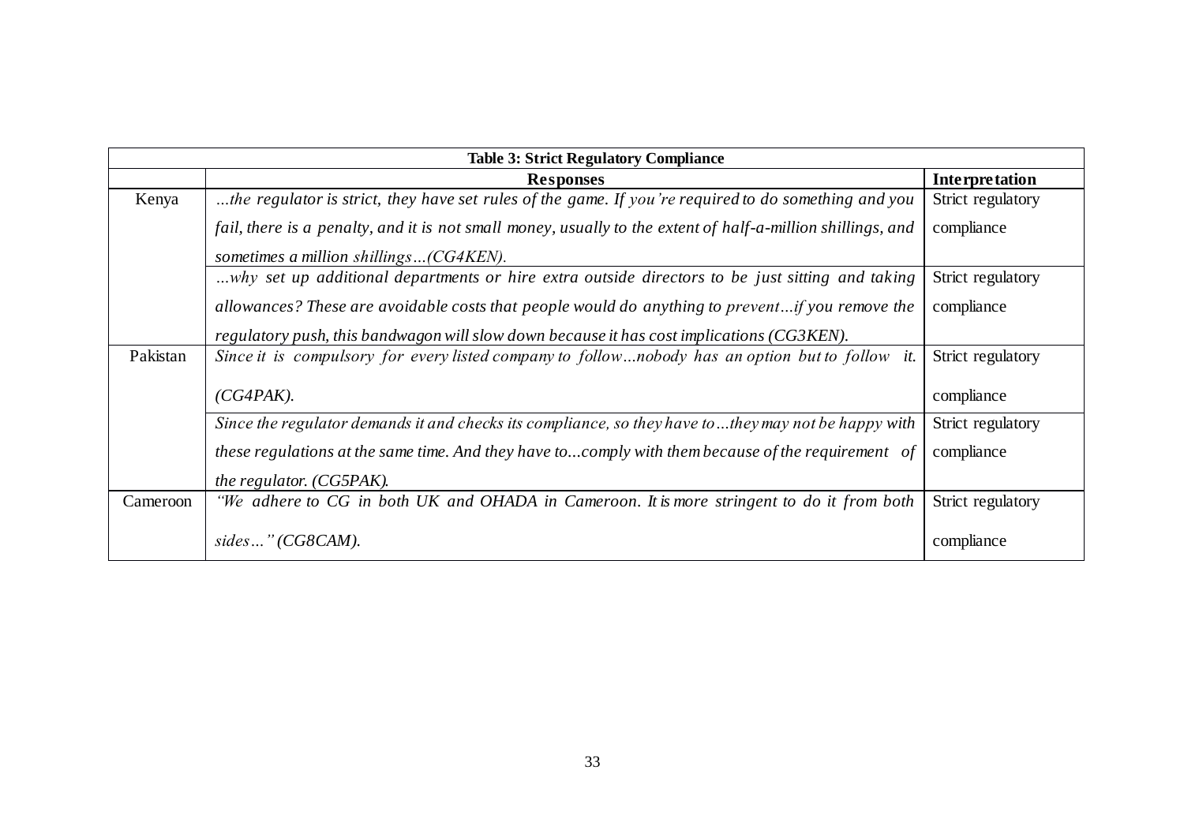| Table 3: Strict Regulatory Compliance | | |
|---|---|---|
| | **Responses** | **Interpretation** |
| Kenya | *…the regulator is strict, they have set rules of the game. If you're required to do something and you fail, there is a penalty, and it is not small money, usually to the extent of half-a-million shillings, and sometimes a million shillings…(CG4KEN).* | Strict regulatory compliance |
| | *…why set up additional departments or hire extra outside directors to be just sitting and taking allowances? These are avoidable costs that people would do anything to prevent…if you remove the regulatory push, this bandwagon will slow down because it has cost implications (CG3KEN).* | Strict regulatory compliance |
| Pakistan | *Since it is compulsory for every listed company to follow…nobody has an option but to follow it. (CG4PAK).* | Strict regulatory compliance |
| | *Since the regulator demands it and checks its compliance, so they have to…they may not be happy with these regulations at the same time. And they have to...comply with them because of the requirement of the regulator. (CG5PAK).* | Strict regulatory compliance |
| Cameroon | *"We adhere to CG in both UK and OHADA in Cameroon. It is more stringent to do it from both sides…" (CG8CAM).* | Strict regulatory compliance |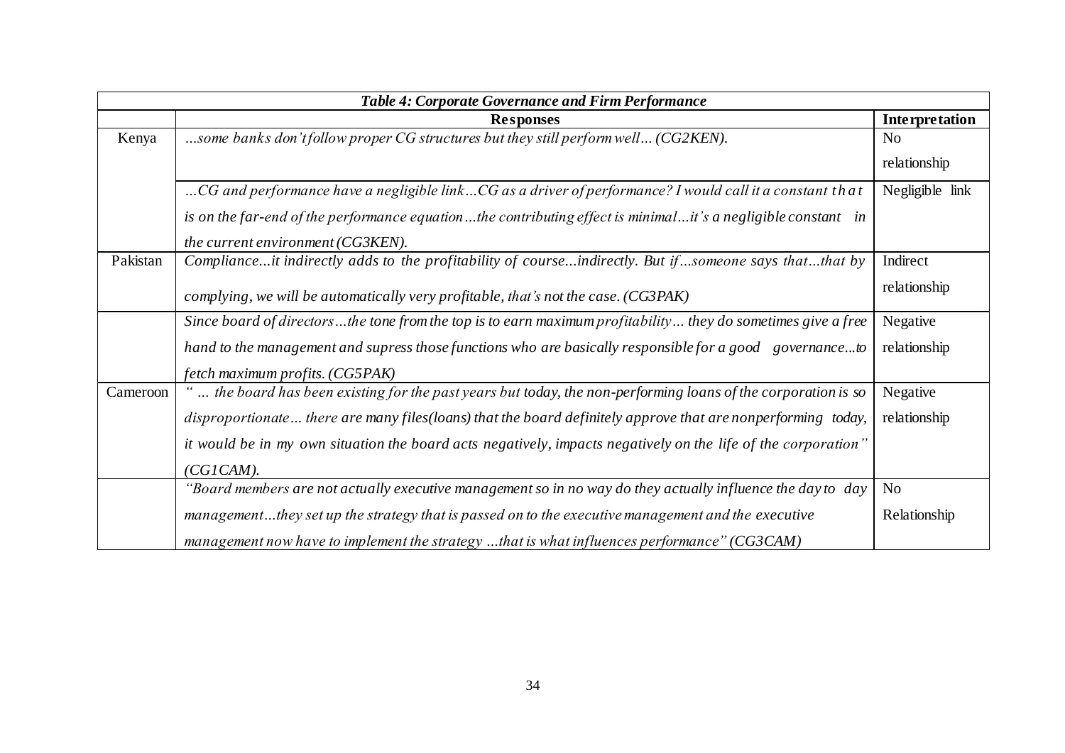| *Table 4: Corporate Governance and Firm Performance* | | |
|---|---|---|
| | **Responses** | **Interpretation** |
| Kenya | *…some banks don't follow proper CG structures but they still perform well… (CG2KEN).* | No relationship |
| | *…CG and performance have a negligible link…CG as a driver of performance? I would call it a constant that is on the far-end of the performance equation…the contributing effect is minimal…it's a negligible constant in the current environment (CG3KEN).* | Negligible link |
| Pakistan | *Compliance...it indirectly adds to the profitability of course...indirectly. But if…someone says that…that by complying, we will be automatically very profitable, that's not the case. (CG3PAK)* | Indirect relationship |
| | *Since board of directors…the tone from the top is to earn maximum profitability… they do sometimes give a free hand to the management and supress those functions who are basically responsible for a good governance...to fetch maximum profits. (CG5PAK)* | Negative relationship |
| Cameroon | *" … the board has been existing for the past years but today, the non-performing loans of the corporation is so disproportionate… there are many files(loans) that the board definitely approve that are nonperforming today, it would be in my own situation the board acts negatively, impacts negatively on the life of the corporation" (CG1CAM).* | Negative relationship |
| | *"Board members are not actually executive management so in no way do they actually influence the day to day management…they set up the strategy that is passed on to the executive management and the executive management now have to implement the strategy …that is what influences performance" (CG3CAM)* | No Relationship |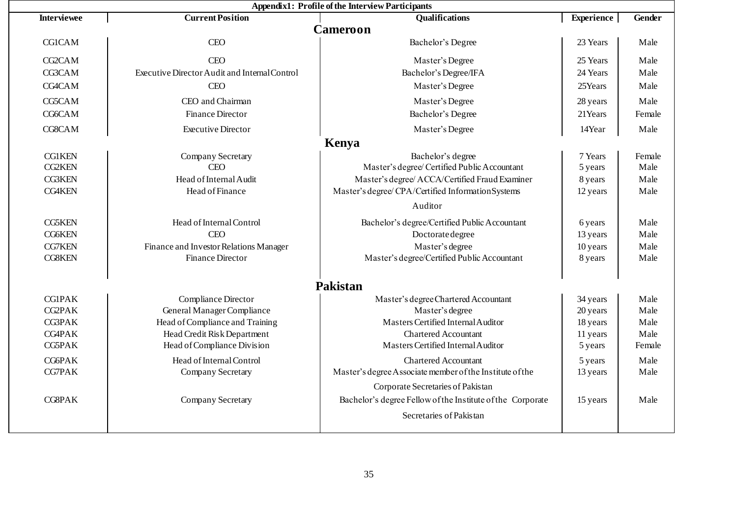**Appendix1: Profile of the Interview Participants**

| Interviewee | Current Position | Qualifications | Experience | Gender |
|---|---|---|---|---|
| **Cameroon** | | | | |
| CG1CAM | CEO | Bachelor's Degree | 23 Years | Male |
| CG2CAM | CEO | Master's Degree | 25 Years | Male |
| CG3CAM | Executive Director Audit and Internal Control | Bachelor's Degree/IFA | 24 Years | Male |
| CG4CAM | CEO | Master's Degree | 25Years | Male |
| CG5CAM | CEO and Chairman | Master's Degree | 28 years | Male |
| CG6CAM | Finance Director | Bachelor's Degree | 21Years | Female |
| CG8CAM | Executive Director | Master's Degree | 14Year | Male |
| **Kenya** | | | | |
| CG1KEN | Company Secretary | Bachelor's degree | 7 Years | Female |
| CG2KEN | CEO | Master's degree/ Certified Public Accountant | 5 years | Male |
| CG3KEN | Head of Internal Audit | Master's degree/ ACCA/Certified Fraud Examiner | 8 years | Male |
| CG4KEN | Head of Finance | Master's degree/ CPA/Certified Information Systems Auditor | 12 years | Male |
| CG5KEN | Head of Internal Control | Bachelor's degree/Certified Public Accountant | 6 years | Male |
| CG6KEN | CEO | Doctorate degree | 13 years | Male |
| CG7KEN | Finance and Investor Relations Manager | Master's degree | 10 years | Male |
| CG8KEN | Finance Director | Master's degree/Certified Public Accountant | 8 years | Male |
| **Pakistan** | | | | |
| CG1PAK | Compliance Director | Master's degree Chartered Accountant | 34 years | Male |
| CG2PAK | General Manager Compliance | Master's degree | 20 years | Male |
| CG3PAK | Head of Compliance and Training | Masters Certified Internal Auditor | 18 years | Male |
| CG4PAK | Head Credit Risk Department | Chartered Accountant | 11 years | Male |
| CG5PAK | Head of Compliance Division | Masters Certified Internal Auditor | 5 years | Female |
| CG6PAK | Head of Internal Control | Chartered Accountant | 5 years | Male |
| CG7PAK | Company Secretary | Master's degree Associate member of the Institute of the Corporate Secretaries of Pakistan | 13 years | Male |
| CG8PAK | Company Secretary | Bachelor's degree Fellow of the Institute of the Corporate Secretaries of Pakistan | 15 years | Male |